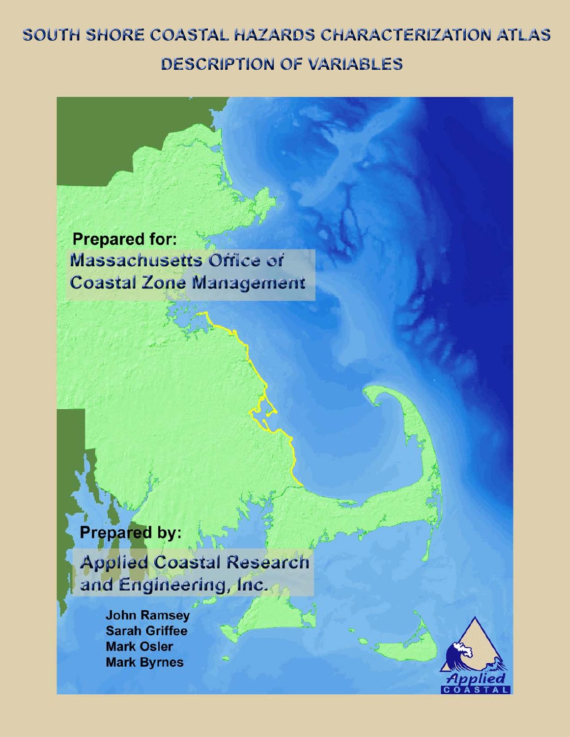# SOUTH SHORE COASTAL HAZARDS CHARACTERIZATION ATLAS

## DESCRIPTION OF VARIABLES

**Prepared for:**

**Massachusetts Office of Coastal Zone Management**

**Prepared by:**

**Applied Coastal Research and Engineering, Inc.**

**John Ramsey**
**Sarah Griffee**
**Mark Osler**
**Mark Byrnes**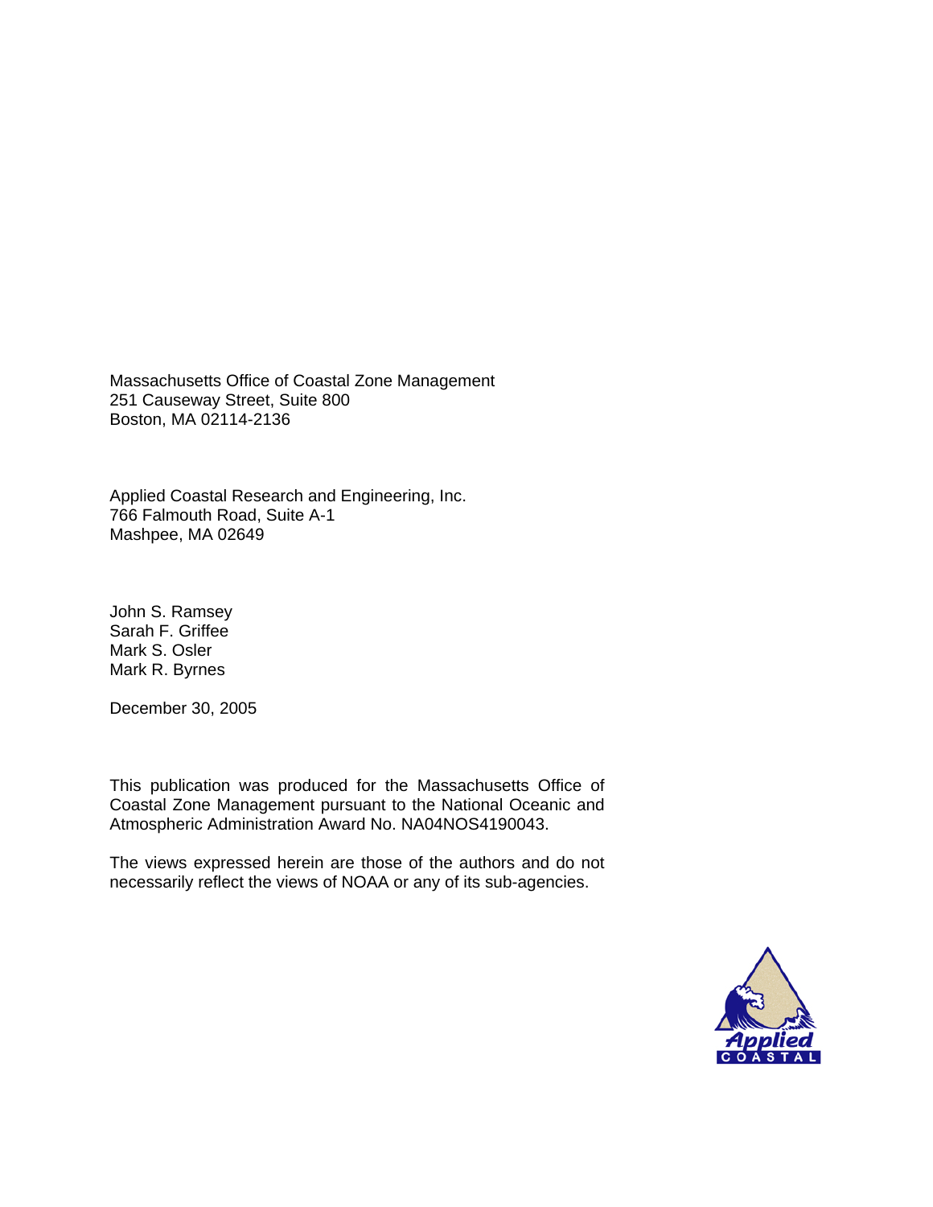Massachusetts Office of Coastal Zone Management
251 Causeway Street, Suite 800
Boston, MA 02114-2136

Applied Coastal Research and Engineering, Inc.
766 Falmouth Road, Suite A-1
Mashpee, MA 02649

John S. Ramsey
Sarah F. Griffee
Mark S. Osler
Mark R. Byrnes

December 30, 2005

This publication was produced for the Massachusetts Office of Coastal Zone Management pursuant to the National Oceanic and Atmospheric Administration Award No. NA04NOS4190043.

The views expressed herein are those of the authors and do not necessarily reflect the views of NOAA or any of its sub-agencies.

Applied COASTAL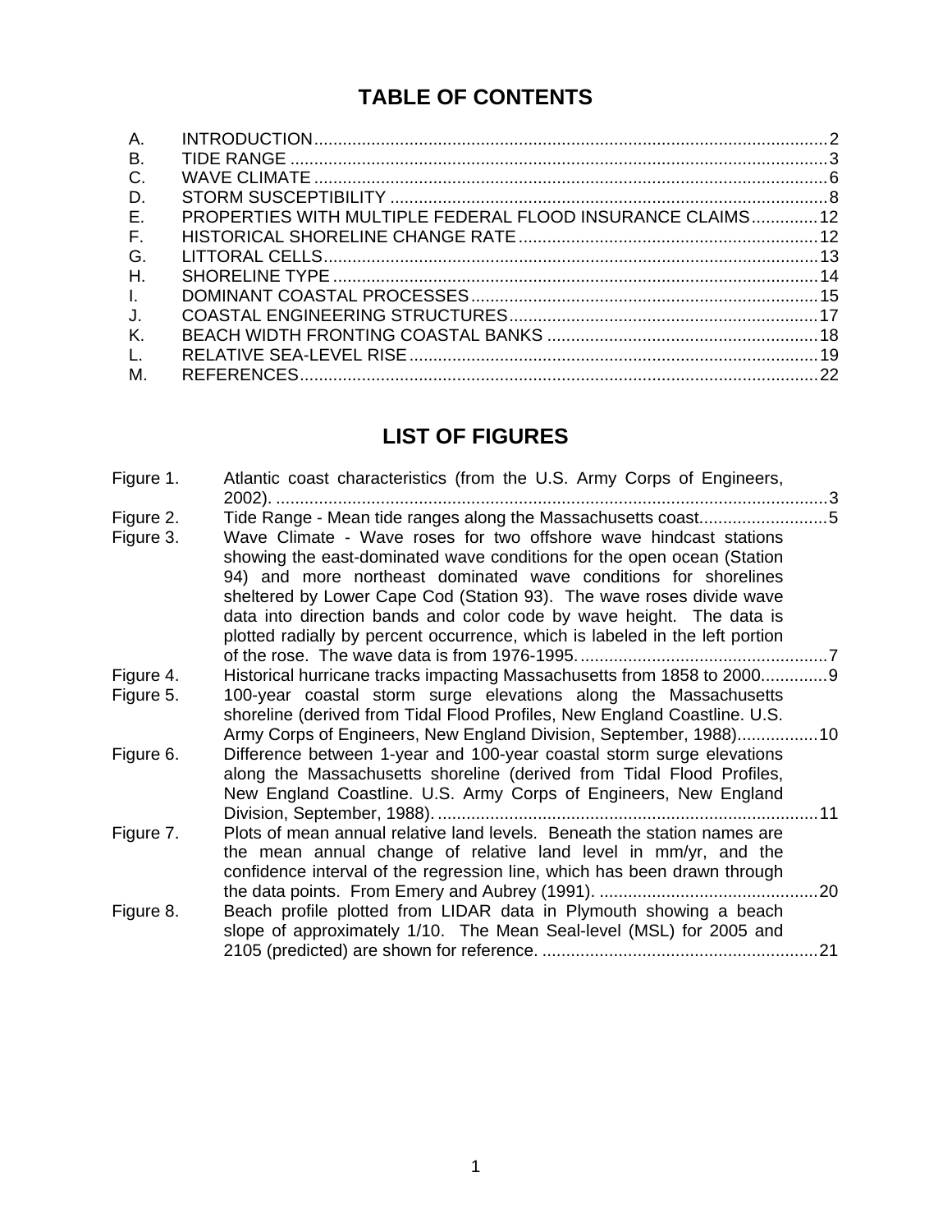# TABLE OF CONTENTS

| | | |
|---|---|---|
| A. | INTRODUCTION | 2 |
| B. | TIDE RANGE | 3 |
| C. | WAVE CLIMATE | 6 |
| D. | STORM SUSCEPTIBILITY | 8 |
| E. | PROPERTIES WITH MULTIPLE FEDERAL FLOOD INSURANCE CLAIMS | 12 |
| F. | HISTORICAL SHORELINE CHANGE RATE | 12 |
| G. | LITTORAL CELLS | 13 |
| H. | SHORELINE TYPE | 14 |
| I. | DOMINANT COASTAL PROCESSES | 15 |
| J. | COASTAL ENGINEERING STRUCTURES | 17 |
| K. | BEACH WIDTH FRONTING COASTAL BANKS | 18 |
| L. | RELATIVE SEA-LEVEL RISE | 19 |
| M. | REFERENCES | 22 |

# LIST OF FIGURES

| | | |
|---|---|---|
| Figure 1. | Atlantic coast characteristics (from the U.S. Army Corps of Engineers, 2002). | 3 |
| Figure 2. | Tide Range - Mean tide ranges along the Massachusetts coast. | 5 |
| Figure 3. | Wave Climate - Wave roses for two offshore wave hindcast stations showing the east-dominated wave conditions for the open ocean (Station 94) and more northeast dominated wave conditions for shorelines sheltered by Lower Cape Cod (Station 93). The wave roses divide wave data into direction bands and color code by wave height. The data is plotted radially by percent occurrence, which is labeled in the left portion of the rose. The wave data is from 1976-1995. | 7 |
| Figure 4. | Historical hurricane tracks impacting Massachusetts from 1858 to 2000. | 9 |
| Figure 5. | 100-year coastal storm surge elevations along the Massachusetts shoreline (derived from Tidal Flood Profiles, New England Coastline. U.S. Army Corps of Engineers, New England Division, September, 1988). | 10 |
| Figure 6. | Difference between 1-year and 100-year coastal storm surge elevations along the Massachusetts shoreline (derived from Tidal Flood Profiles, New England Coastline. U.S. Army Corps of Engineers, New England Division, September, 1988). | 11 |
| Figure 7. | Plots of mean annual relative land levels. Beneath the station names are the mean annual change of relative land level in mm/yr, and the confidence interval of the regression line, which has been drawn through the data points. From Emery and Aubrey (1991). | 20 |
| Figure 8. | Beach profile plotted from LIDAR data in Plymouth showing a beach slope of approximately 1/10. The Mean Seal-level (MSL) for 2005 and 2105 (predicted) are shown for reference. | 21 |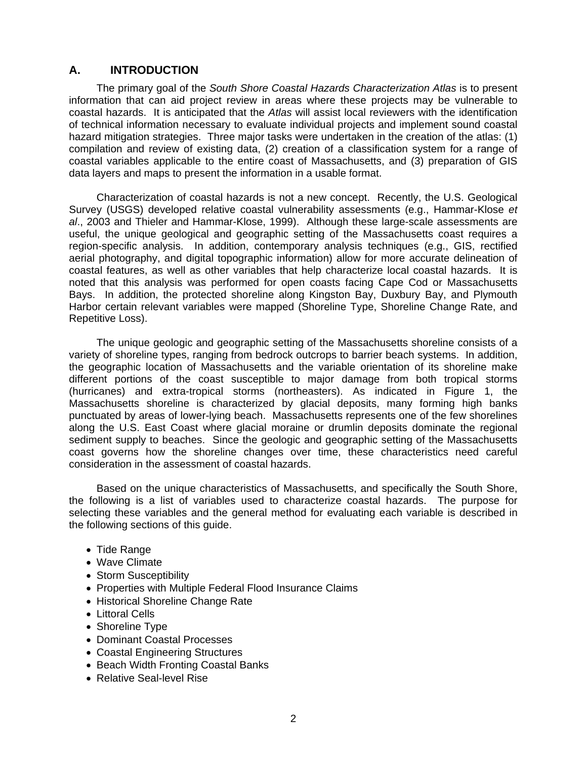## A. INTRODUCTION

The primary goal of the *South Shore Coastal Hazards Characterization Atlas* is to present information that can aid project review in areas where these projects may be vulnerable to coastal hazards. It is anticipated that the *Atlas* will assist local reviewers with the identification of technical information necessary to evaluate individual projects and implement sound coastal hazard mitigation strategies. Three major tasks were undertaken in the creation of the atlas: (1) compilation and review of existing data, (2) creation of a classification system for a range of coastal variables applicable to the entire coast of Massachusetts, and (3) preparation of GIS data layers and maps to present the information in a usable format.

Characterization of coastal hazards is not a new concept. Recently, the U.S. Geological Survey (USGS) developed relative coastal vulnerability assessments (e.g., Hammar-Klose *et al*., 2003 and Thieler and Hammar-Klose, 1999). Although these large-scale assessments are useful, the unique geological and geographic setting of the Massachusetts coast requires a region-specific analysis. In addition, contemporary analysis techniques (e.g., GIS, rectified aerial photography, and digital topographic information) allow for more accurate delineation of coastal features, as well as other variables that help characterize local coastal hazards. It is noted that this analysis was performed for open coasts facing Cape Cod or Massachusetts Bays. In addition, the protected shoreline along Kingston Bay, Duxbury Bay, and Plymouth Harbor certain relevant variables were mapped (Shoreline Type, Shoreline Change Rate, and Repetitive Loss).

The unique geologic and geographic setting of the Massachusetts shoreline consists of a variety of shoreline types, ranging from bedrock outcrops to barrier beach systems. In addition, the geographic location of Massachusetts and the variable orientation of its shoreline make different portions of the coast susceptible to major damage from both tropical storms (hurricanes) and extra-tropical storms (northeasters). As indicated in Figure 1, the Massachusetts shoreline is characterized by glacial deposits, many forming high banks punctuated by areas of lower-lying beach. Massachusetts represents one of the few shorelines along the U.S. East Coast where glacial moraine or drumlin deposits dominate the regional sediment supply to beaches. Since the geologic and geographic setting of the Massachusetts coast governs how the shoreline changes over time, these characteristics need careful consideration in the assessment of coastal hazards.

Based on the unique characteristics of Massachusetts, and specifically the South Shore, the following is a list of variables used to characterize coastal hazards. The purpose for selecting these variables and the general method for evaluating each variable is described in the following sections of this guide.

- Tide Range
- Wave Climate
- Storm Susceptibility
- Properties with Multiple Federal Flood Insurance Claims
- Historical Shoreline Change Rate
- Littoral Cells
- Shoreline Type
- Dominant Coastal Processes
- Coastal Engineering Structures
- Beach Width Fronting Coastal Banks
- Relative Seal-level Rise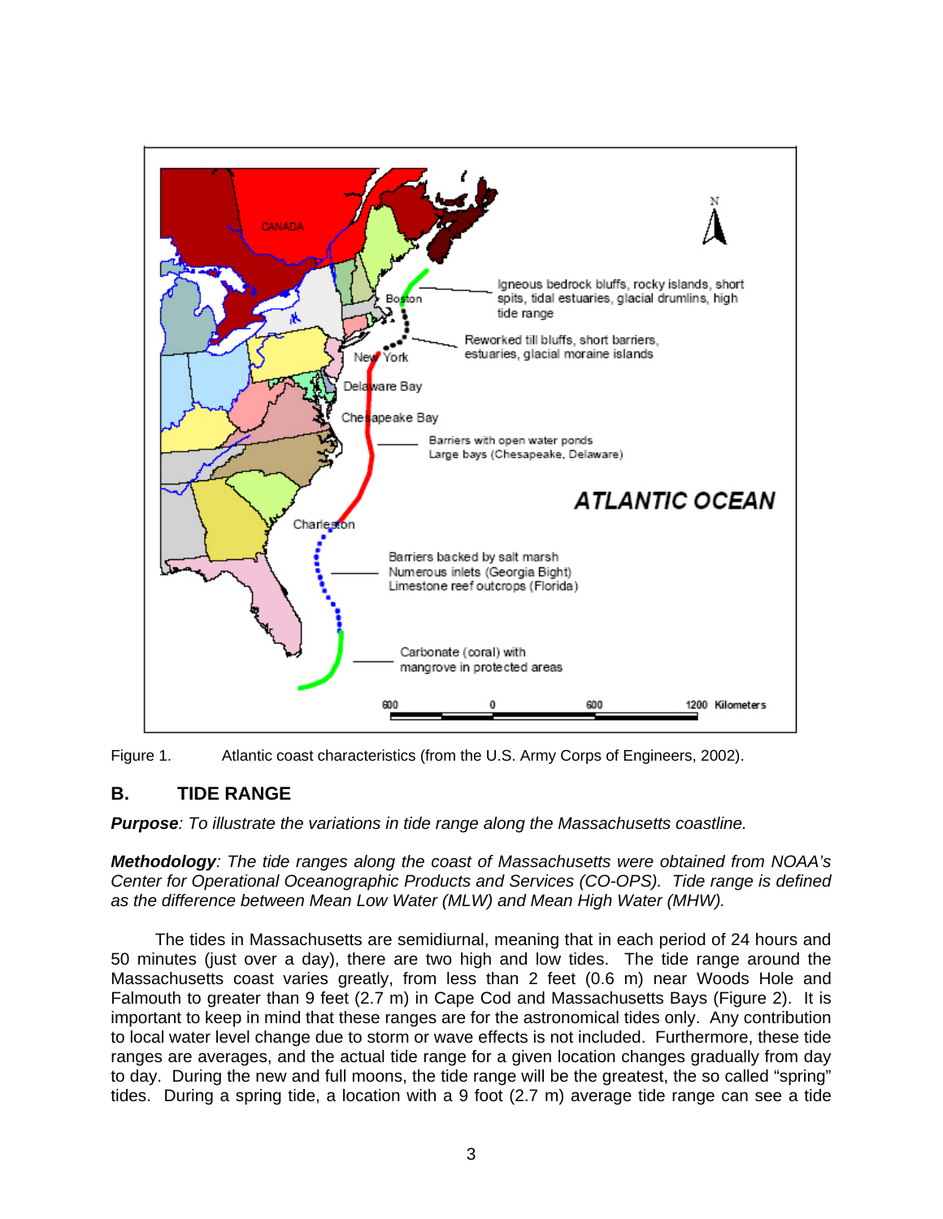Figure 1. Atlantic coast characteristics (from the U.S. Army Corps of Engineers, 2002).

## B. TIDE RANGE

***Purpose****: To illustrate the variations in tide range along the Massachusetts coastline.*

***Methodology****: The tide ranges along the coast of Massachusetts were obtained from NOAA's Center for Operational Oceanographic Products and Services (CO-OPS). Tide range is defined as the difference between Mean Low Water (MLW) and Mean High Water (MHW).*

The tides in Massachusetts are semidiurnal, meaning that in each period of 24 hours and 50 minutes (just over a day), there are two high and low tides. The tide range around the Massachusetts coast varies greatly, from less than 2 feet (0.6 m) near Woods Hole and Falmouth to greater than 9 feet (2.7 m) in Cape Cod and Massachusetts Bays (Figure 2). It is important to keep in mind that these ranges are for the astronomical tides only. Any contribution to local water level change due to storm or wave effects is not included. Furthermore, these tide ranges are averages, and the actual tide range for a given location changes gradually from day to day. During the new and full moons, the tide range will be the greatest, the so called "spring" tides. During a spring tide, a location with a 9 foot (2.7 m) average tide range can see a tide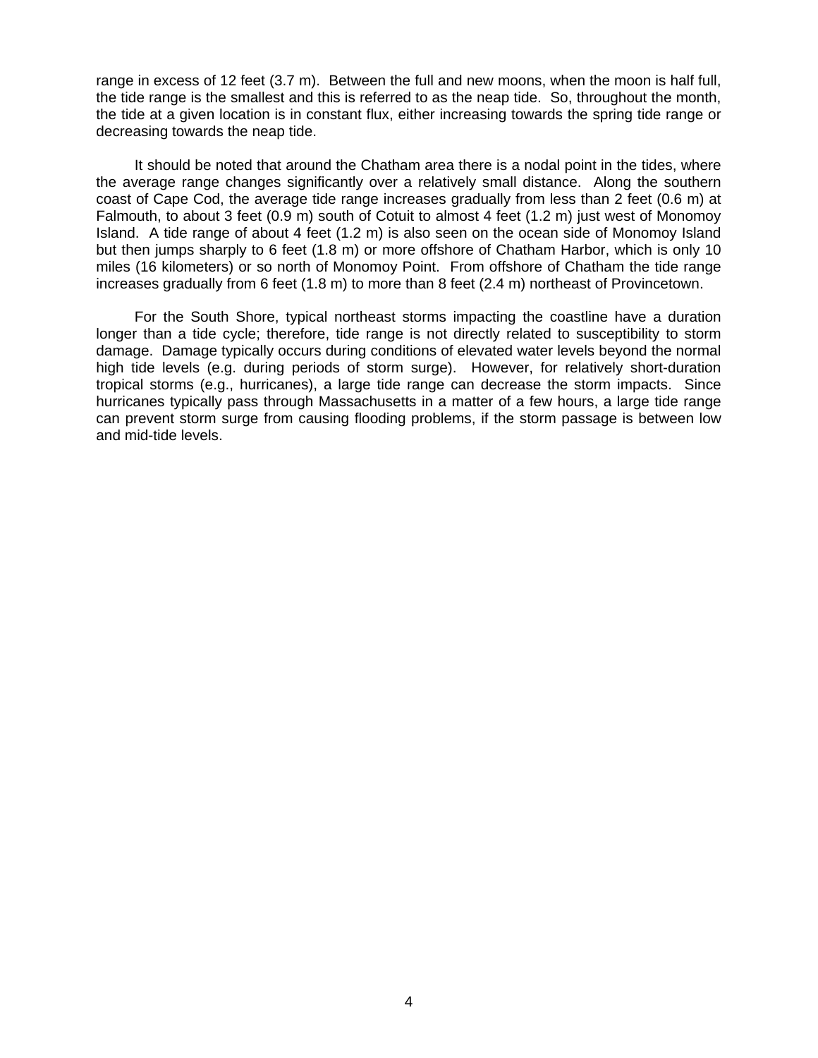range in excess of 12 feet (3.7 m). Between the full and new moons, when the moon is half full, the tide range is the smallest and this is referred to as the neap tide. So, throughout the month, the tide at a given location is in constant flux, either increasing towards the spring tide range or decreasing towards the neap tide.

It should be noted that around the Chatham area there is a nodal point in the tides, where the average range changes significantly over a relatively small distance. Along the southern coast of Cape Cod, the average tide range increases gradually from less than 2 feet (0.6 m) at Falmouth, to about 3 feet (0.9 m) south of Cotuit to almost 4 feet (1.2 m) just west of Monomoy Island. A tide range of about 4 feet (1.2 m) is also seen on the ocean side of Monomoy Island but then jumps sharply to 6 feet (1.8 m) or more offshore of Chatham Harbor, which is only 10 miles (16 kilometers) or so north of Monomoy Point. From offshore of Chatham the tide range increases gradually from 6 feet (1.8 m) to more than 8 feet (2.4 m) northeast of Provincetown.

For the South Shore, typical northeast storms impacting the coastline have a duration longer than a tide cycle; therefore, tide range is not directly related to susceptibility to storm damage. Damage typically occurs during conditions of elevated water levels beyond the normal high tide levels (e.g. during periods of storm surge). However, for relatively short-duration tropical storms (e.g., hurricanes), a large tide range can decrease the storm impacts. Since hurricanes typically pass through Massachusetts in a matter of a few hours, a large tide range can prevent storm surge from causing flooding problems, if the storm passage is between low and mid-tide levels.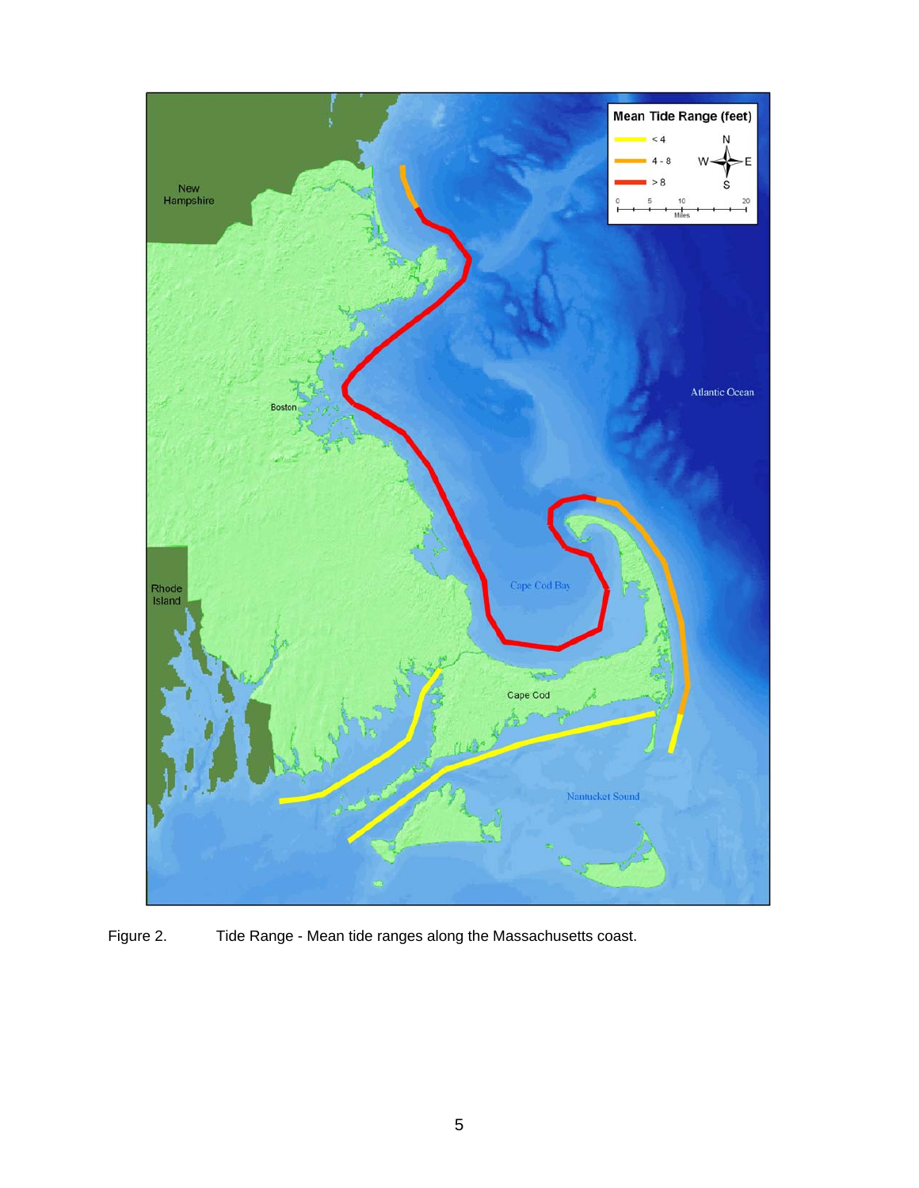Figure 2. Tide Range - Mean tide ranges along the Massachusetts coast.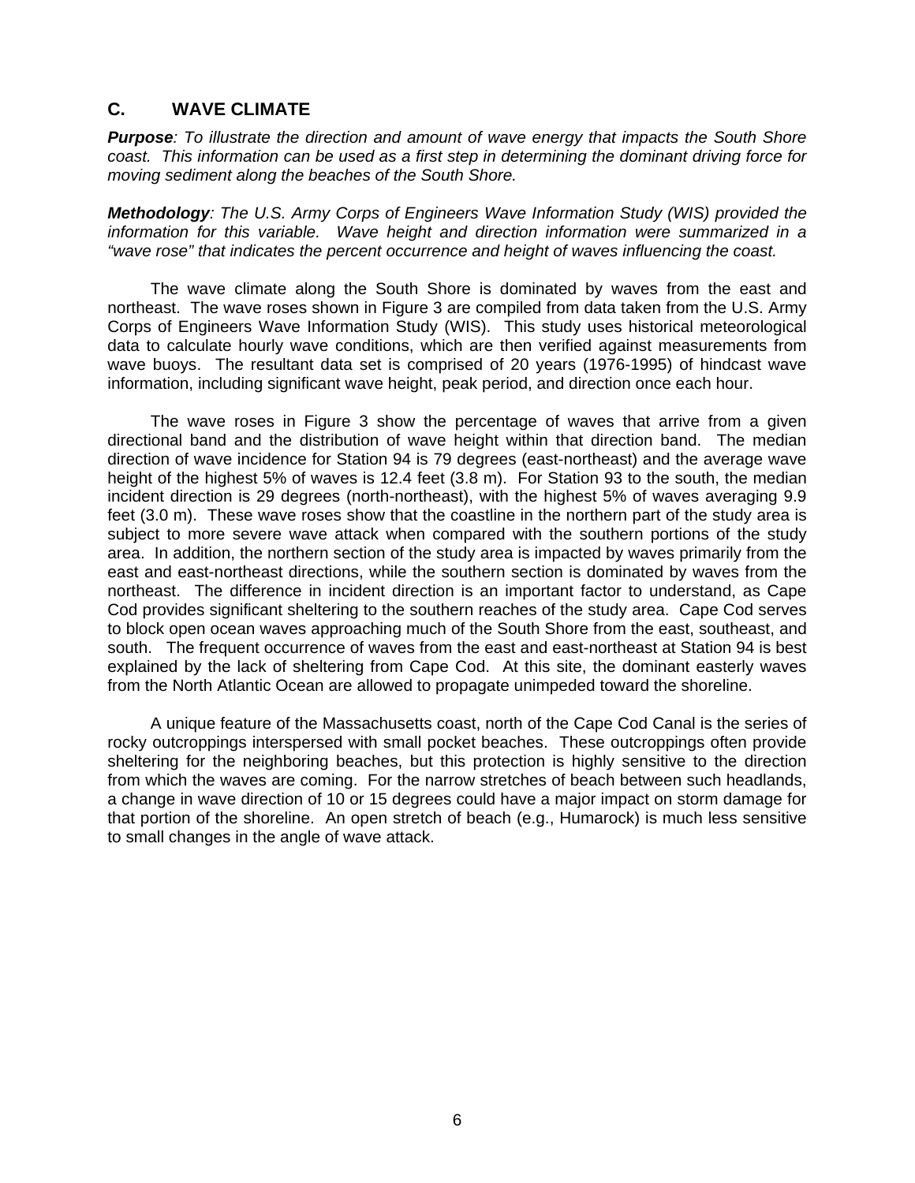## C. WAVE CLIMATE

***Purpose**: To illustrate the direction and amount of wave energy that impacts the South Shore coast. This information can be used as a first step in determining the dominant driving force for moving sediment along the beaches of the South Shore.*

***Methodology**: The U.S. Army Corps of Engineers Wave Information Study (WIS) provided the information for this variable. Wave height and direction information were summarized in a "wave rose" that indicates the percent occurrence and height of waves influencing the coast.*

The wave climate along the South Shore is dominated by waves from the east and northeast. The wave roses shown in Figure 3 are compiled from data taken from the U.S. Army Corps of Engineers Wave Information Study (WIS). This study uses historical meteorological data to calculate hourly wave conditions, which are then verified against measurements from wave buoys. The resultant data set is comprised of 20 years (1976-1995) of hindcast wave information, including significant wave height, peak period, and direction once each hour.

The wave roses in Figure 3 show the percentage of waves that arrive from a given directional band and the distribution of wave height within that direction band. The median direction of wave incidence for Station 94 is 79 degrees (east-northeast) and the average wave height of the highest 5% of waves is 12.4 feet (3.8 m). For Station 93 to the south, the median incident direction is 29 degrees (north-northeast), with the highest 5% of waves averaging 9.9 feet (3.0 m). These wave roses show that the coastline in the northern part of the study area is subject to more severe wave attack when compared with the southern portions of the study area. In addition, the northern section of the study area is impacted by waves primarily from the east and east-northeast directions, while the southern section is dominated by waves from the northeast. The difference in incident direction is an important factor to understand, as Cape Cod provides significant sheltering to the southern reaches of the study area. Cape Cod serves to block open ocean waves approaching much of the South Shore from the east, southeast, and south. The frequent occurrence of waves from the east and east-northeast at Station 94 is best explained by the lack of sheltering from Cape Cod. At this site, the dominant easterly waves from the North Atlantic Ocean are allowed to propagate unimpeded toward the shoreline.

A unique feature of the Massachusetts coast, north of the Cape Cod Canal is the series of rocky outcroppings interspersed with small pocket beaches. These outcroppings often provide sheltering for the neighboring beaches, but this protection is highly sensitive to the direction from which the waves are coming. For the narrow stretches of beach between such headlands, a change in wave direction of 10 or 15 degrees could have a major impact on storm damage for that portion of the shoreline. An open stretch of beach (e.g., Humarock) is much less sensitive to small changes in the angle of wave attack.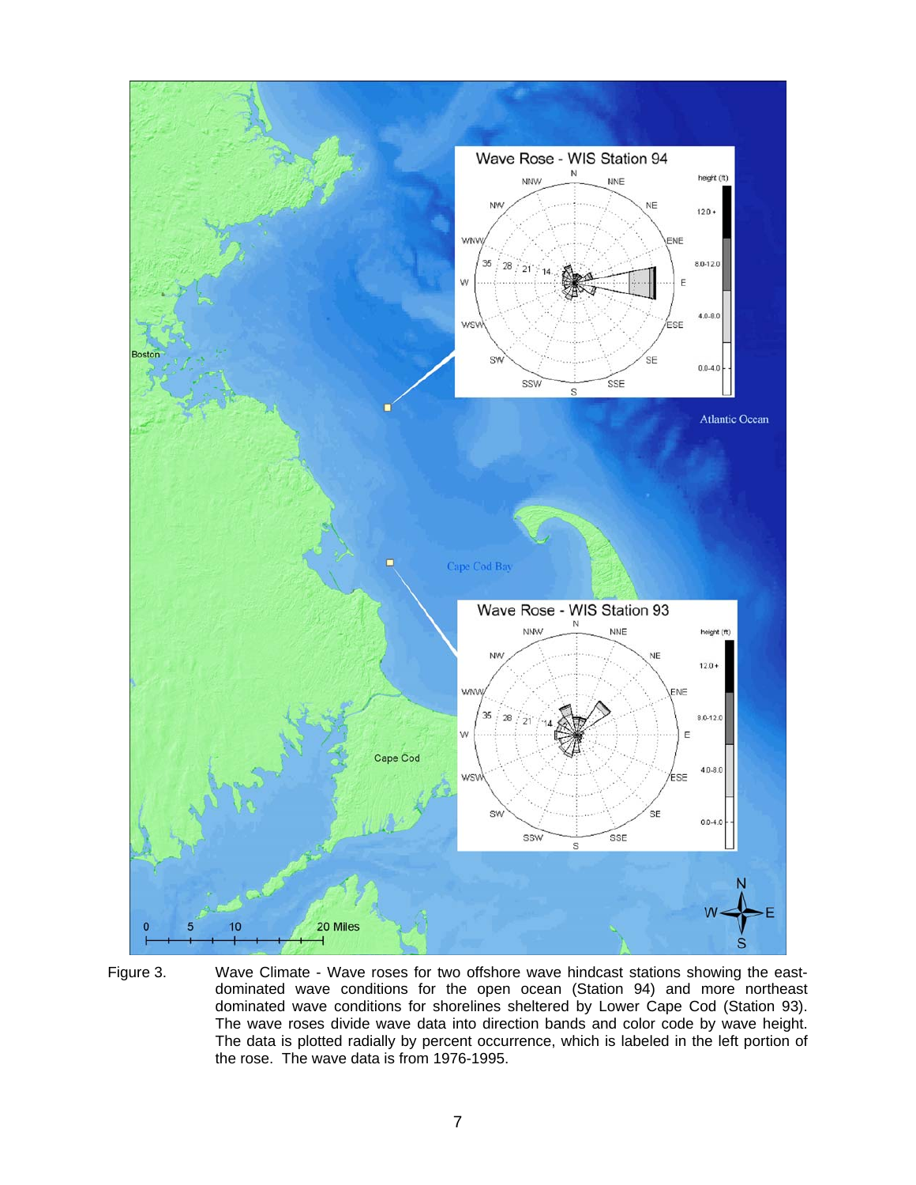Figure 3. Wave Climate - Wave roses for two offshore wave hindcast stations showing the east-dominated wave conditions for the open ocean (Station 94) and more northeast dominated wave conditions for shorelines sheltered by Lower Cape Cod (Station 93). The wave roses divide wave data into direction bands and color code by wave height. The data is plotted radially by percent occurrence, which is labeled in the left portion of the rose. The wave data is from 1976-1995.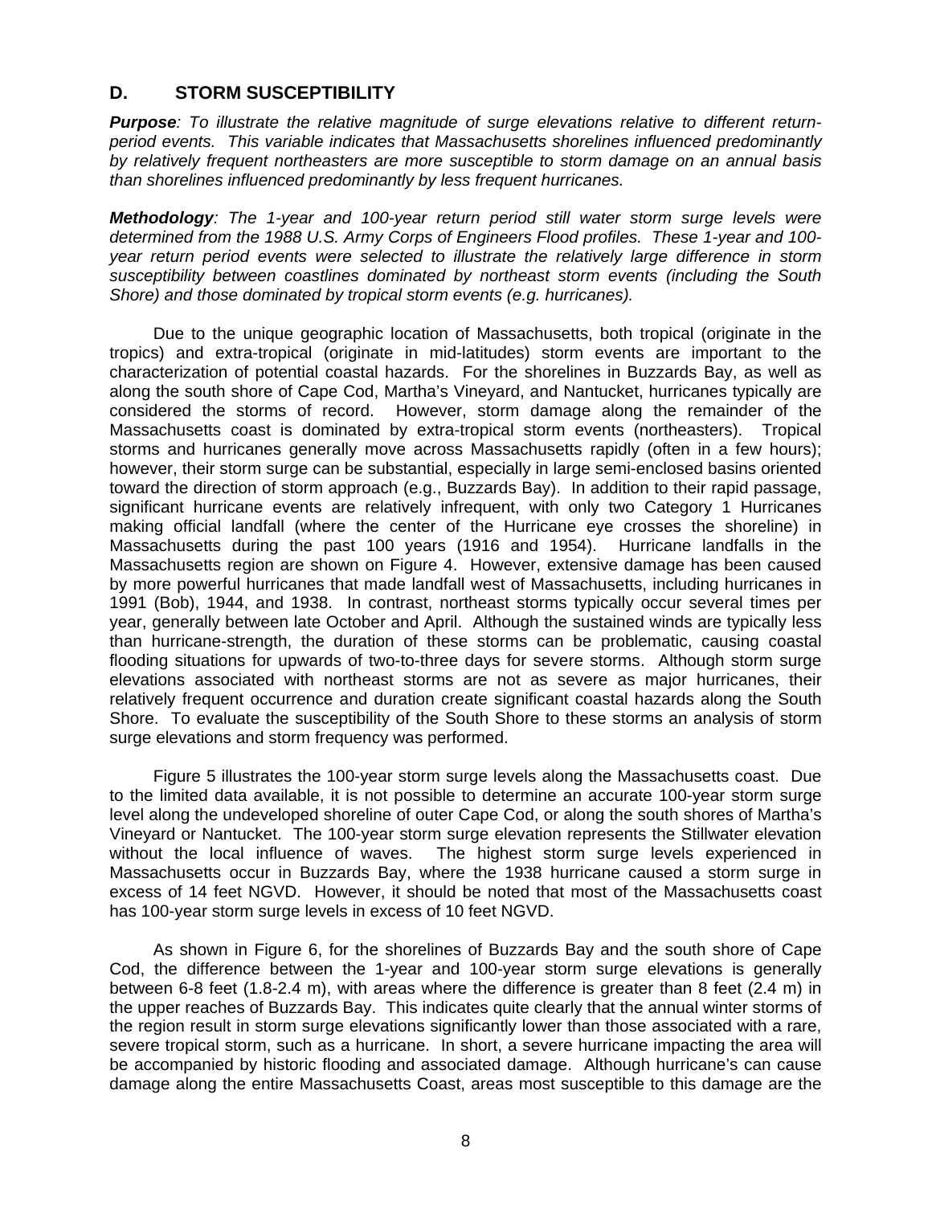## D. STORM SUSCEPTIBILITY

***Purpose**: To illustrate the relative magnitude of surge elevations relative to different return-period events. This variable indicates that Massachusetts shorelines influenced predominantly by relatively frequent northeasters are more susceptible to storm damage on an annual basis than shorelines influenced predominantly by less frequent hurricanes.*

***Methodology**: The 1-year and 100-year return period still water storm surge levels were determined from the 1988 U.S. Army Corps of Engineers Flood profiles. These 1-year and 100-year return period events were selected to illustrate the relatively large difference in storm susceptibility between coastlines dominated by northeast storm events (including the South Shore) and those dominated by tropical storm events (e.g. hurricanes).*

Due to the unique geographic location of Massachusetts, both tropical (originate in the tropics) and extra-tropical (originate in mid-latitudes) storm events are important to the characterization of potential coastal hazards. For the shorelines in Buzzards Bay, as well as along the south shore of Cape Cod, Martha's Vineyard, and Nantucket, hurricanes typically are considered the storms of record. However, storm damage along the remainder of the Massachusetts coast is dominated by extra-tropical storm events (northeasters). Tropical storms and hurricanes generally move across Massachusetts rapidly (often in a few hours); however, their storm surge can be substantial, especially in large semi-enclosed basins oriented toward the direction of storm approach (e.g., Buzzards Bay). In addition to their rapid passage, significant hurricane events are relatively infrequent, with only two Category 1 Hurricanes making official landfall (where the center of the Hurricane eye crosses the shoreline) in Massachusetts during the past 100 years (1916 and 1954). Hurricane landfalls in the Massachusetts region are shown on Figure 4. However, extensive damage has been caused by more powerful hurricanes that made landfall west of Massachusetts, including hurricanes in 1991 (Bob), 1944, and 1938. In contrast, northeast storms typically occur several times per year, generally between late October and April. Although the sustained winds are typically less than hurricane-strength, the duration of these storms can be problematic, causing coastal flooding situations for upwards of two-to-three days for severe storms. Although storm surge elevations associated with northeast storms are not as severe as major hurricanes, their relatively frequent occurrence and duration create significant coastal hazards along the South Shore. To evaluate the susceptibility of the South Shore to these storms an analysis of storm surge elevations and storm frequency was performed.

Figure 5 illustrates the 100-year storm surge levels along the Massachusetts coast. Due to the limited data available, it is not possible to determine an accurate 100-year storm surge level along the undeveloped shoreline of outer Cape Cod, or along the south shores of Martha's Vineyard or Nantucket. The 100-year storm surge elevation represents the Stillwater elevation without the local influence of waves. The highest storm surge levels experienced in Massachusetts occur in Buzzards Bay, where the 1938 hurricane caused a storm surge in excess of 14 feet NGVD. However, it should be noted that most of the Massachusetts coast has 100-year storm surge levels in excess of 10 feet NGVD.

As shown in Figure 6, for the shorelines of Buzzards Bay and the south shore of Cape Cod, the difference between the 1-year and 100-year storm surge elevations is generally between 6-8 feet (1.8-2.4 m), with areas where the difference is greater than 8 feet (2.4 m) in the upper reaches of Buzzards Bay. This indicates quite clearly that the annual winter storms of the region result in storm surge elevations significantly lower than those associated with a rare, severe tropical storm, such as a hurricane. In short, a severe hurricane impacting the area will be accompanied by historic flooding and associated damage. Although hurricane's can cause damage along the entire Massachusetts Coast, areas most susceptible to this damage are the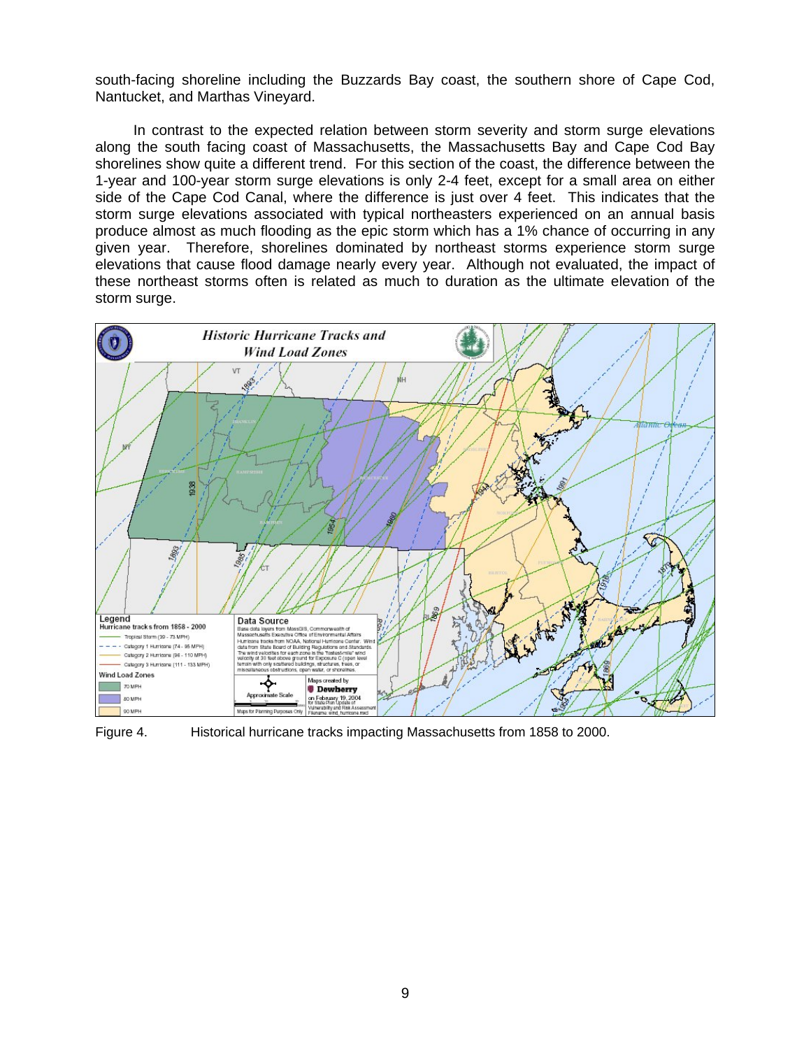south-facing shoreline including the Buzzards Bay coast, the southern shore of Cape Cod, Nantucket, and Marthas Vineyard.

In contrast to the expected relation between storm severity and storm surge elevations along the south facing coast of Massachusetts, the Massachusetts Bay and Cape Cod Bay shorelines show quite a different trend. For this section of the coast, the difference between the 1-year and 100-year storm surge elevations is only 2-4 feet, except for a small area on either side of the Cape Cod Canal, where the difference is just over 4 feet. This indicates that the storm surge elevations associated with typical northeasters experienced on an annual basis produce almost as much flooding as the epic storm which has a 1% chance of occurring in any given year. Therefore, shorelines dominated by northeast storms experience storm surge elevations that cause flood damage nearly every year. Although not evaluated, the impact of these northeast storms often is related as much to duration as the ultimate elevation of the storm surge.

Figure 4. Historical hurricane tracks impacting Massachusetts from 1858 to 2000.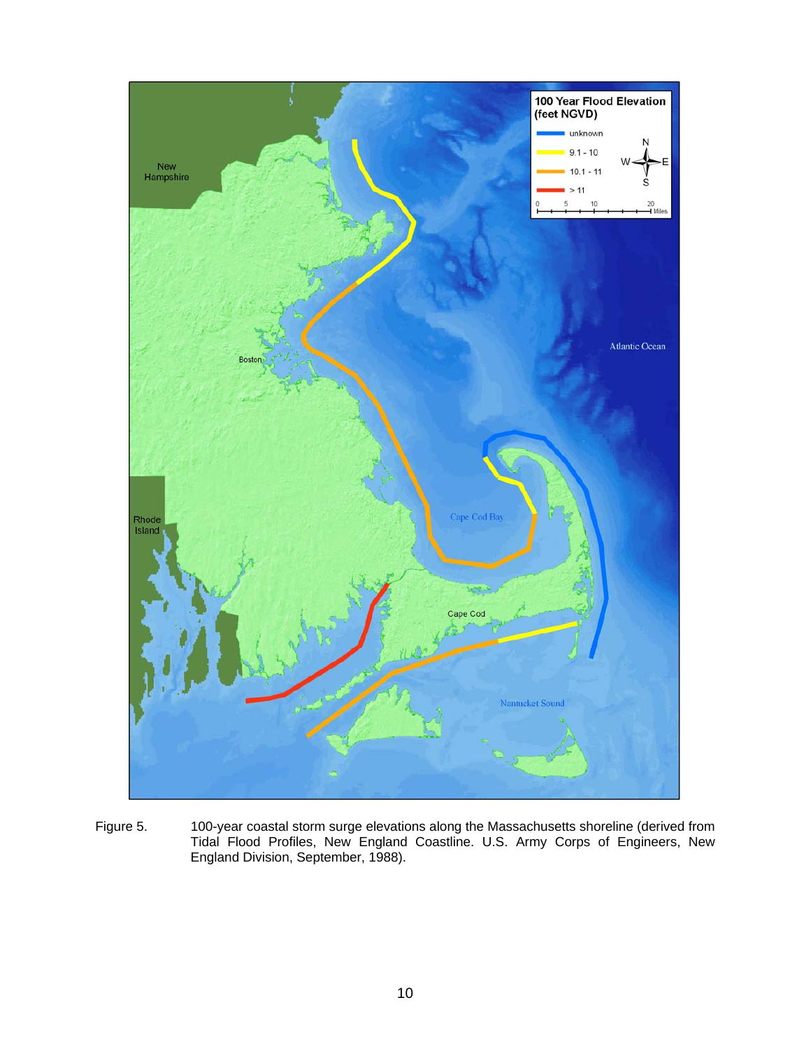Figure 5. 100-year coastal storm surge elevations along the Massachusetts shoreline (derived from Tidal Flood Profiles, New England Coastline. U.S. Army Corps of Engineers, New England Division, September, 1988).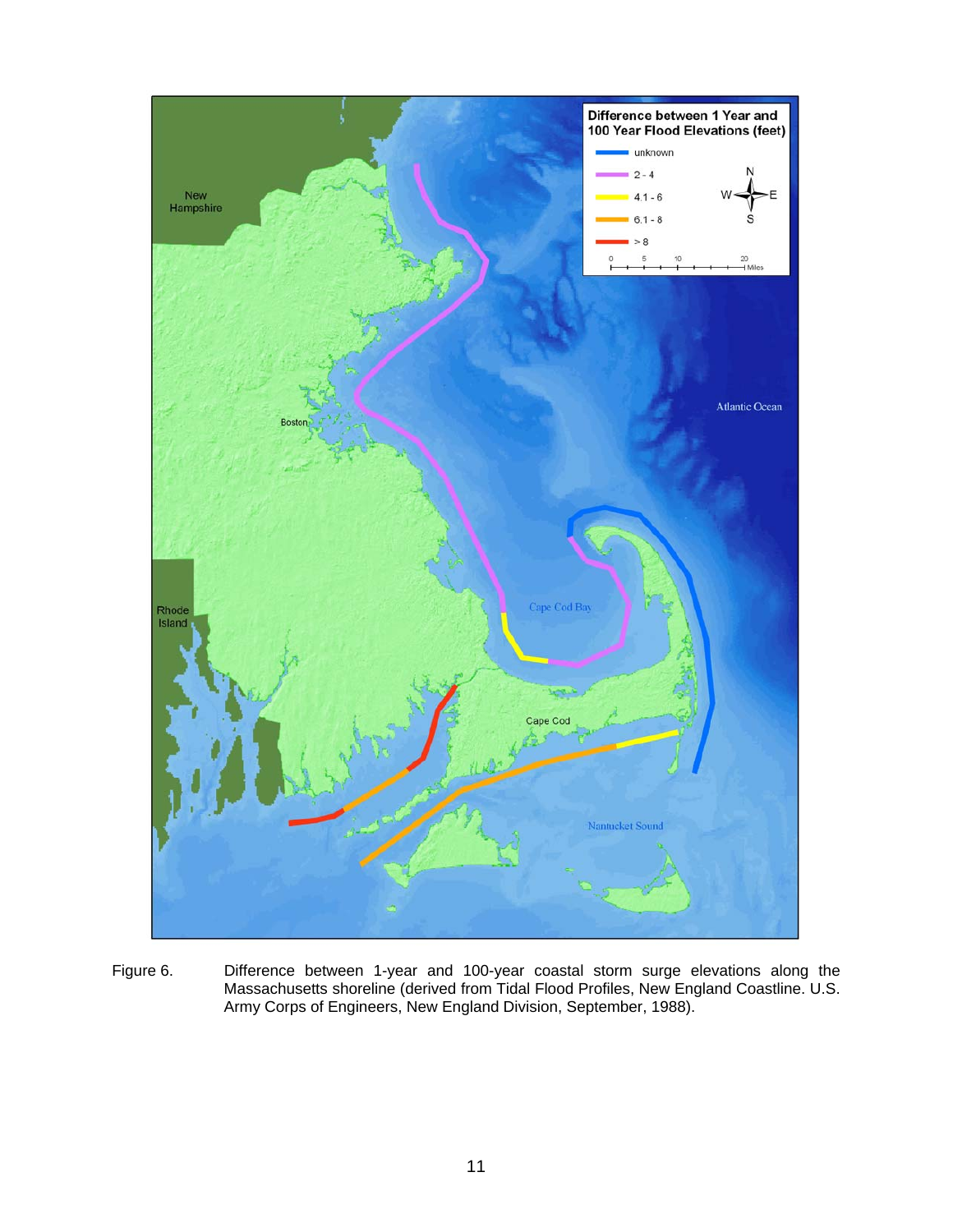Figure 6. Difference between 1-year and 100-year coastal storm surge elevations along the Massachusetts shoreline (derived from Tidal Flood Profiles, New England Coastline. U.S. Army Corps of Engineers, New England Division, September, 1988).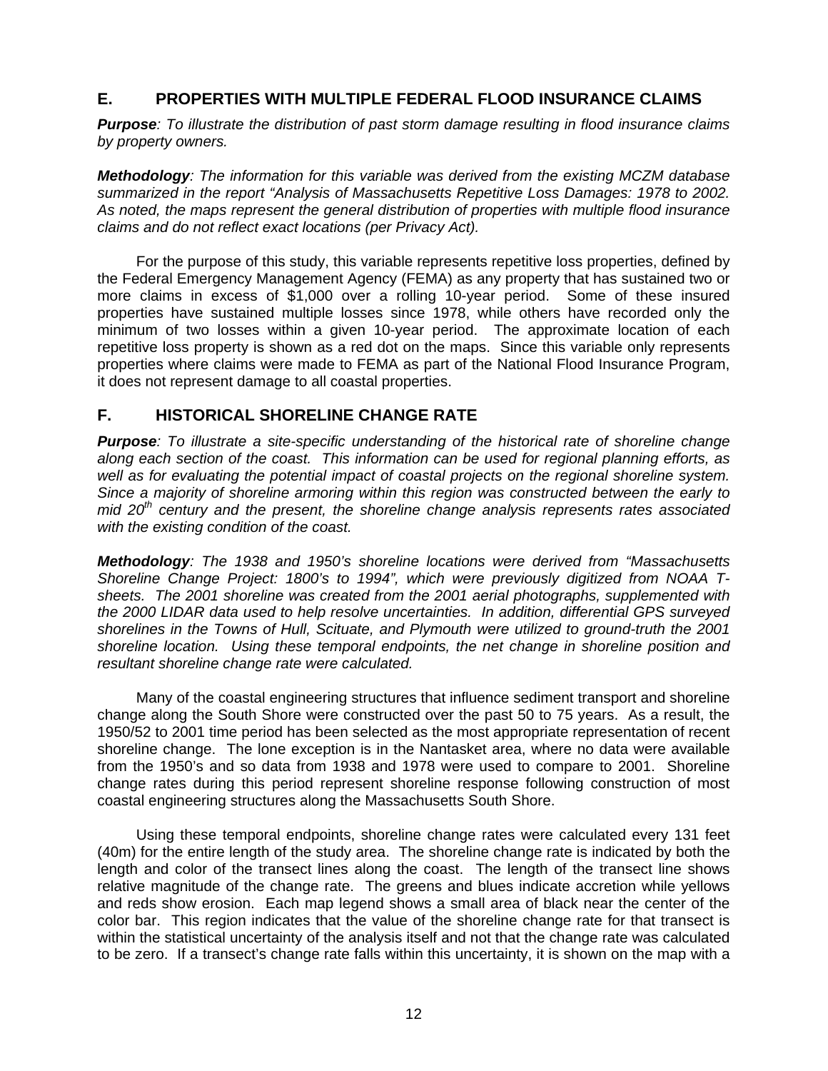## E. PROPERTIES WITH MULTIPLE FEDERAL FLOOD INSURANCE CLAIMS

***Purpose**: To illustrate the distribution of past storm damage resulting in flood insurance claims by property owners.*

***Methodology**: The information for this variable was derived from the existing MCZM database summarized in the report "Analysis of Massachusetts Repetitive Loss Damages: 1978 to 2002. As noted, the maps represent the general distribution of properties with multiple flood insurance claims and do not reflect exact locations (per Privacy Act).*

For the purpose of this study, this variable represents repetitive loss properties, defined by the Federal Emergency Management Agency (FEMA) as any property that has sustained two or more claims in excess of $1,000 over a rolling 10-year period. Some of these insured properties have sustained multiple losses since 1978, while others have recorded only the minimum of two losses within a given 10-year period. The approximate location of each repetitive loss property is shown as a red dot on the maps. Since this variable only represents properties where claims were made to FEMA as part of the National Flood Insurance Program, it does not represent damage to all coastal properties.

## F. HISTORICAL SHORELINE CHANGE RATE

***Purpose**: To illustrate a site-specific understanding of the historical rate of shoreline change along each section of the coast. This information can be used for regional planning efforts, as well as for evaluating the potential impact of coastal projects on the regional shoreline system. Since a majority of shoreline armoring within this region was constructed between the early to mid 20th century and the present, the shoreline change analysis represents rates associated with the existing condition of the coast.*

***Methodology**: The 1938 and 1950's shoreline locations were derived from "Massachusetts Shoreline Change Project: 1800's to 1994", which were previously digitized from NOAA T-sheets. The 2001 shoreline was created from the 2001 aerial photographs, supplemented with the 2000 LIDAR data used to help resolve uncertainties. In addition, differential GPS surveyed shorelines in the Towns of Hull, Scituate, and Plymouth were utilized to ground-truth the 2001 shoreline location. Using these temporal endpoints, the net change in shoreline position and resultant shoreline change rate were calculated.*

Many of the coastal engineering structures that influence sediment transport and shoreline change along the South Shore were constructed over the past 50 to 75 years. As a result, the 1950/52 to 2001 time period has been selected as the most appropriate representation of recent shoreline change. The lone exception is in the Nantasket area, where no data were available from the 1950's and so data from 1938 and 1978 were used to compare to 2001. Shoreline change rates during this period represent shoreline response following construction of most coastal engineering structures along the Massachusetts South Shore.

Using these temporal endpoints, shoreline change rates were calculated every 131 feet (40m) for the entire length of the study area. The shoreline change rate is indicated by both the length and color of the transect lines along the coast. The length of the transect line shows relative magnitude of the change rate. The greens and blues indicate accretion while yellows and reds show erosion. Each map legend shows a small area of black near the center of the color bar. This region indicates that the value of the shoreline change rate for that transect is within the statistical uncertainty of the analysis itself and not that the change rate was calculated to be zero. If a transect's change rate falls within this uncertainty, it is shown on the map with a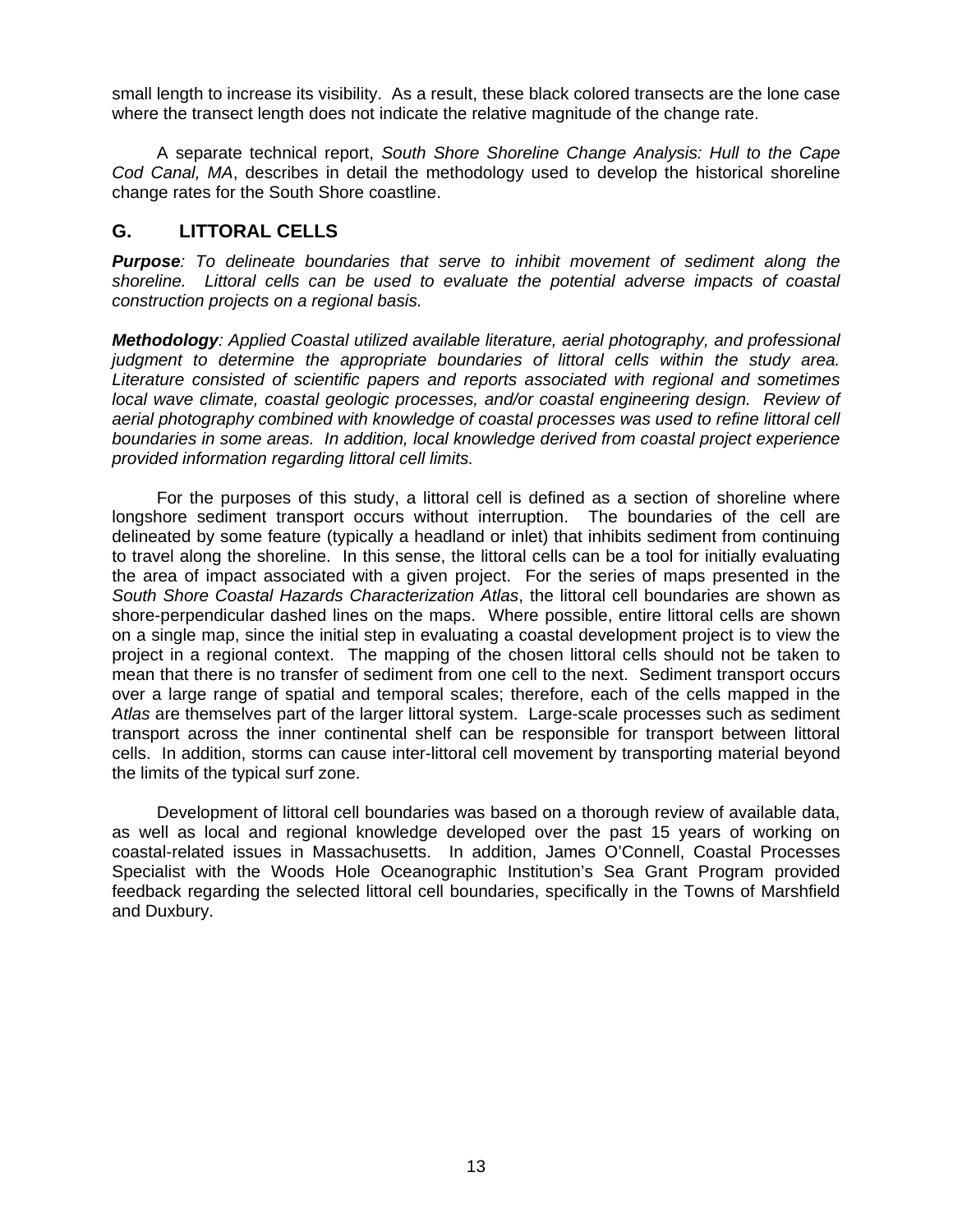small length to increase its visibility. As a result, these black colored transects are the lone case where the transect length does not indicate the relative magnitude of the change rate.

A separate technical report, *South Shore Shoreline Change Analysis: Hull to the Cape Cod Canal, MA*, describes in detail the methodology used to develop the historical shoreline change rates for the South Shore coastline.

## G. LITTORAL CELLS

***Purpose****: To delineate boundaries that serve to inhibit movement of sediment along the shoreline. Littoral cells can be used to evaluate the potential adverse impacts of coastal construction projects on a regional basis.*

***Methodology****: Applied Coastal utilized available literature, aerial photography, and professional judgment to determine the appropriate boundaries of littoral cells within the study area. Literature consisted of scientific papers and reports associated with regional and sometimes local wave climate, coastal geologic processes, and/or coastal engineering design. Review of aerial photography combined with knowledge of coastal processes was used to refine littoral cell boundaries in some areas. In addition, local knowledge derived from coastal project experience provided information regarding littoral cell limits.*

For the purposes of this study, a littoral cell is defined as a section of shoreline where longshore sediment transport occurs without interruption. The boundaries of the cell are delineated by some feature (typically a headland or inlet) that inhibits sediment from continuing to travel along the shoreline. In this sense, the littoral cells can be a tool for initially evaluating the area of impact associated with a given project. For the series of maps presented in the *South Shore Coastal Hazards Characterization Atlas*, the littoral cell boundaries are shown as shore-perpendicular dashed lines on the maps. Where possible, entire littoral cells are shown on a single map, since the initial step in evaluating a coastal development project is to view the project in a regional context. The mapping of the chosen littoral cells should not be taken to mean that there is no transfer of sediment from one cell to the next. Sediment transport occurs over a large range of spatial and temporal scales; therefore, each of the cells mapped in the *Atlas* are themselves part of the larger littoral system. Large-scale processes such as sediment transport across the inner continental shelf can be responsible for transport between littoral cells. In addition, storms can cause inter-littoral cell movement by transporting material beyond the limits of the typical surf zone.

Development of littoral cell boundaries was based on a thorough review of available data, as well as local and regional knowledge developed over the past 15 years of working on coastal-related issues in Massachusetts. In addition, James O'Connell, Coastal Processes Specialist with the Woods Hole Oceanographic Institution's Sea Grant Program provided feedback regarding the selected littoral cell boundaries, specifically in the Towns of Marshfield and Duxbury.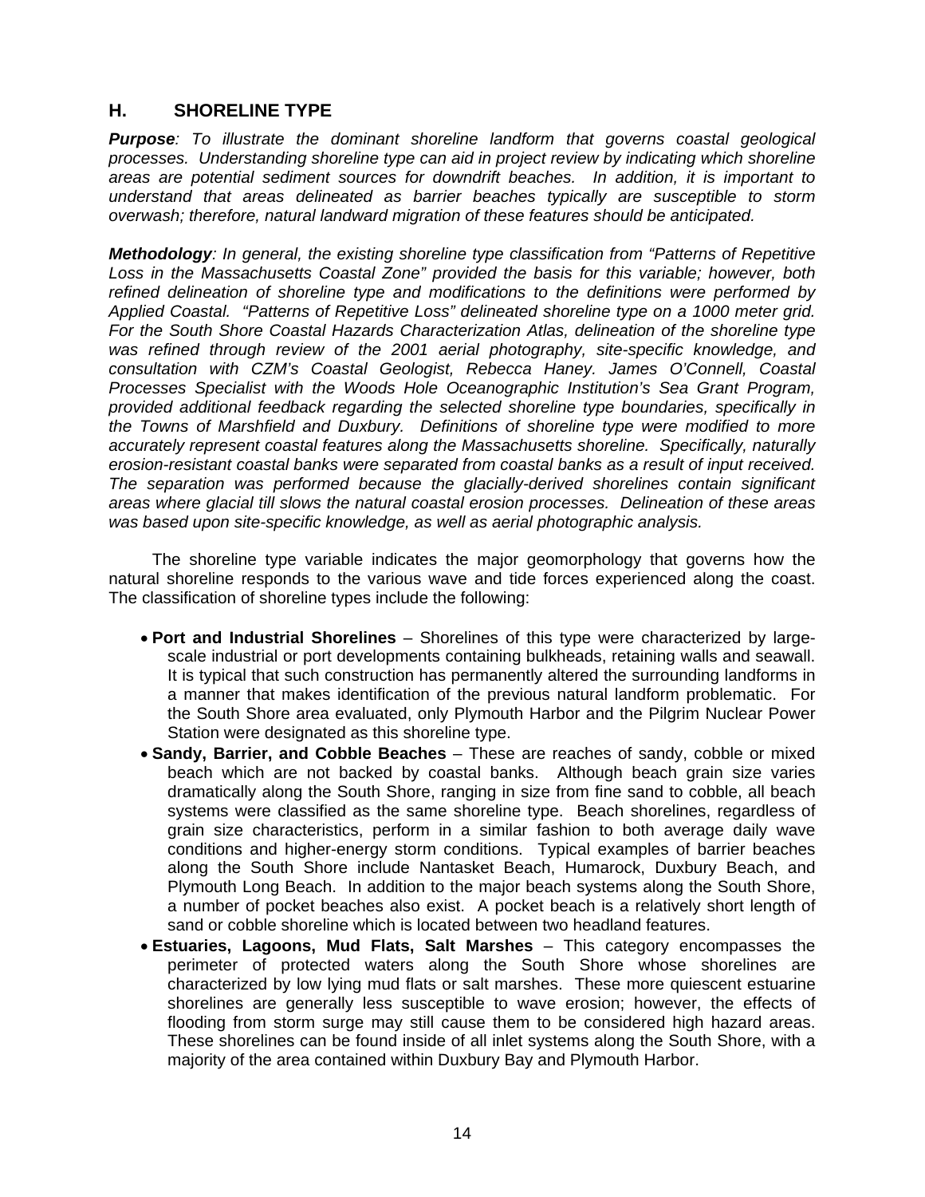## H. SHORELINE TYPE

***Purpose****: To illustrate the dominant shoreline landform that governs coastal geological processes. Understanding shoreline type can aid in project review by indicating which shoreline areas are potential sediment sources for downdrift beaches. In addition, it is important to understand that areas delineated as barrier beaches typically are susceptible to storm overwash; therefore, natural landward migration of these features should be anticipated.*

***Methodology****: In general, the existing shoreline type classification from "Patterns of Repetitive Loss in the Massachusetts Coastal Zone" provided the basis for this variable; however, both refined delineation of shoreline type and modifications to the definitions were performed by Applied Coastal. "Patterns of Repetitive Loss" delineated shoreline type on a 1000 meter grid. For the South Shore Coastal Hazards Characterization Atlas, delineation of the shoreline type was refined through review of the 2001 aerial photography, site-specific knowledge, and consultation with CZM's Coastal Geologist, Rebecca Haney. James O'Connell, Coastal Processes Specialist with the Woods Hole Oceanographic Institution's Sea Grant Program, provided additional feedback regarding the selected shoreline type boundaries, specifically in the Towns of Marshfield and Duxbury. Definitions of shoreline type were modified to more accurately represent coastal features along the Massachusetts shoreline. Specifically, naturally erosion-resistant coastal banks were separated from coastal banks as a result of input received. The separation was performed because the glacially-derived shorelines contain significant areas where glacial till slows the natural coastal erosion processes. Delineation of these areas was based upon site-specific knowledge, as well as aerial photographic analysis.*

The shoreline type variable indicates the major geomorphology that governs how the natural shoreline responds to the various wave and tide forces experienced along the coast. The classification of shoreline types include the following:

- **Port and Industrial Shorelines** – Shorelines of this type were characterized by large-scale industrial or port developments containing bulkheads, retaining walls and seawall. It is typical that such construction has permanently altered the surrounding landforms in a manner that makes identification of the previous natural landform problematic. For the South Shore area evaluated, only Plymouth Harbor and the Pilgrim Nuclear Power Station were designated as this shoreline type.
- **Sandy, Barrier, and Cobble Beaches** – These are reaches of sandy, cobble or mixed beach which are not backed by coastal banks. Although beach grain size varies dramatically along the South Shore, ranging in size from fine sand to cobble, all beach systems were classified as the same shoreline type. Beach shorelines, regardless of grain size characteristics, perform in a similar fashion to both average daily wave conditions and higher-energy storm conditions. Typical examples of barrier beaches along the South Shore include Nantasket Beach, Humarock, Duxbury Beach, and Plymouth Long Beach. In addition to the major beach systems along the South Shore, a number of pocket beaches also exist. A pocket beach is a relatively short length of sand or cobble shoreline which is located between two headland features.
- **Estuaries, Lagoons, Mud Flats, Salt Marshes** – This category encompasses the perimeter of protected waters along the South Shore whose shorelines are characterized by low lying mud flats or salt marshes. These more quiescent estuarine shorelines are generally less susceptible to wave erosion; however, the effects of flooding from storm surge may still cause them to be considered high hazard areas. These shorelines can be found inside of all inlet systems along the South Shore, with a majority of the area contained within Duxbury Bay and Plymouth Harbor.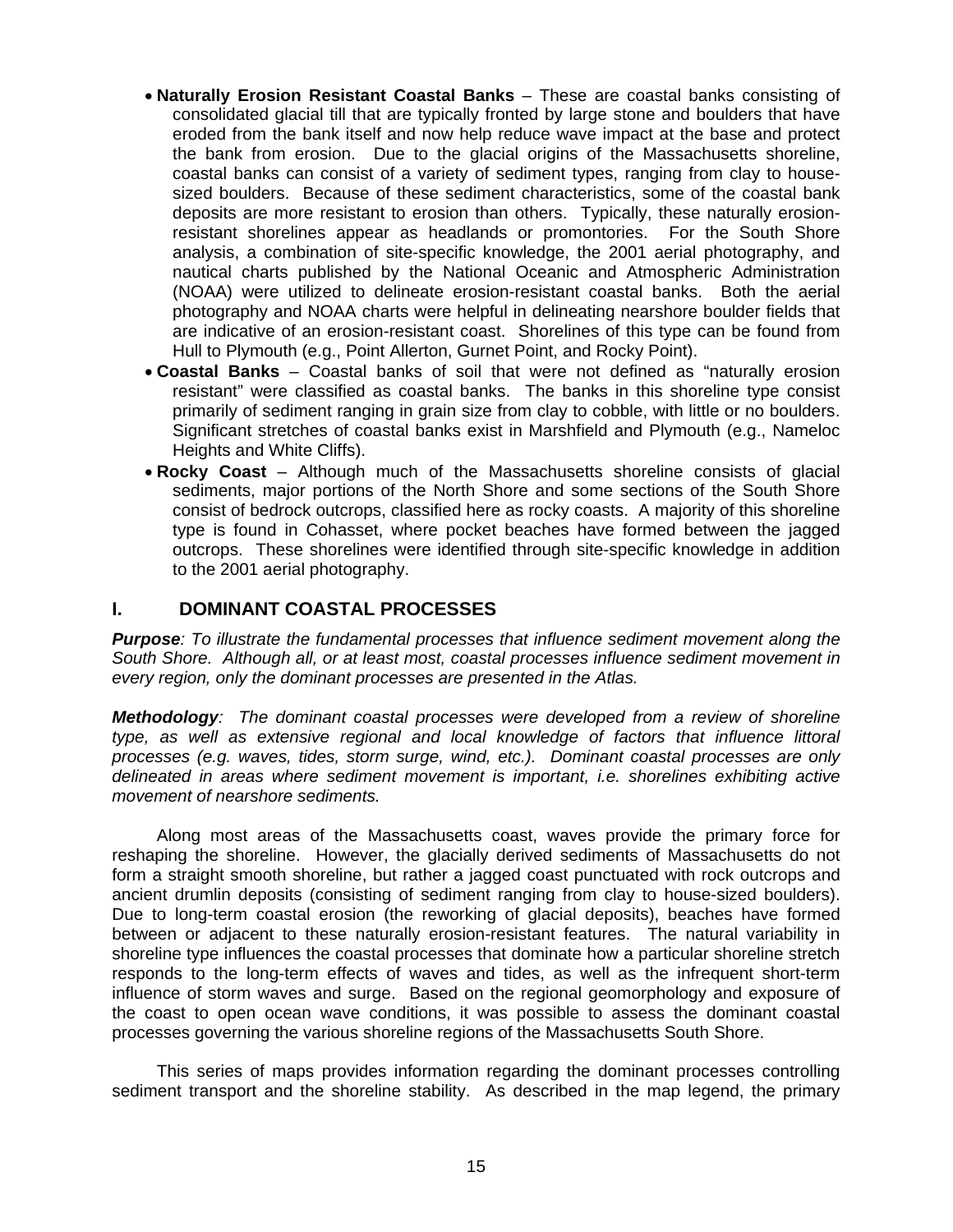- **Naturally Erosion Resistant Coastal Banks** – These are coastal banks consisting of consolidated glacial till that are typically fronted by large stone and boulders that have eroded from the bank itself and now help reduce wave impact at the base and protect the bank from erosion. Due to the glacial origins of the Massachusetts shoreline, coastal banks can consist of a variety of sediment types, ranging from clay to house-sized boulders. Because of these sediment characteristics, some of the coastal bank deposits are more resistant to erosion than others. Typically, these naturally erosion-resistant shorelines appear as headlands or promontories. For the South Shore analysis, a combination of site-specific knowledge, the 2001 aerial photography, and nautical charts published by the National Oceanic and Atmospheric Administration (NOAA) were utilized to delineate erosion-resistant coastal banks. Both the aerial photography and NOAA charts were helpful in delineating nearshore boulder fields that are indicative of an erosion-resistant coast. Shorelines of this type can be found from Hull to Plymouth (e.g., Point Allerton, Gurnet Point, and Rocky Point).
- **Coastal Banks** – Coastal banks of soil that were not defined as "naturally erosion resistant" were classified as coastal banks. The banks in this shoreline type consist primarily of sediment ranging in grain size from clay to cobble, with little or no boulders. Significant stretches of coastal banks exist in Marshfield and Plymouth (e.g., Nameloc Heights and White Cliffs).
- **Rocky Coast** – Although much of the Massachusetts shoreline consists of glacial sediments, major portions of the North Shore and some sections of the South Shore consist of bedrock outcrops, classified here as rocky coasts. A majority of this shoreline type is found in Cohasset, where pocket beaches have formed between the jagged outcrops. These shorelines were identified through site-specific knowledge in addition to the 2001 aerial photography.

## I. DOMINANT COASTAL PROCESSES

***Purpose****: To illustrate the fundamental processes that influence sediment movement along the South Shore. Although all, or at least most, coastal processes influence sediment movement in every region, only the dominant processes are presented in the Atlas.*

***Methodology****: The dominant coastal processes were developed from a review of shoreline type, as well as extensive regional and local knowledge of factors that influence littoral processes (e.g. waves, tides, storm surge, wind, etc.). Dominant coastal processes are only delineated in areas where sediment movement is important, i.e. shorelines exhibiting active movement of nearshore sediments.*

Along most areas of the Massachusetts coast, waves provide the primary force for reshaping the shoreline. However, the glacially derived sediments of Massachusetts do not form a straight smooth shoreline, but rather a jagged coast punctuated with rock outcrops and ancient drumlin deposits (consisting of sediment ranging from clay to house-sized boulders). Due to long-term coastal erosion (the reworking of glacial deposits), beaches have formed between or adjacent to these naturally erosion-resistant features. The natural variability in shoreline type influences the coastal processes that dominate how a particular shoreline stretch responds to the long-term effects of waves and tides, as well as the infrequent short-term influence of storm waves and surge. Based on the regional geomorphology and exposure of the coast to open ocean wave conditions, it was possible to assess the dominant coastal processes governing the various shoreline regions of the Massachusetts South Shore.

This series of maps provides information regarding the dominant processes controlling sediment transport and the shoreline stability. As described in the map legend, the primary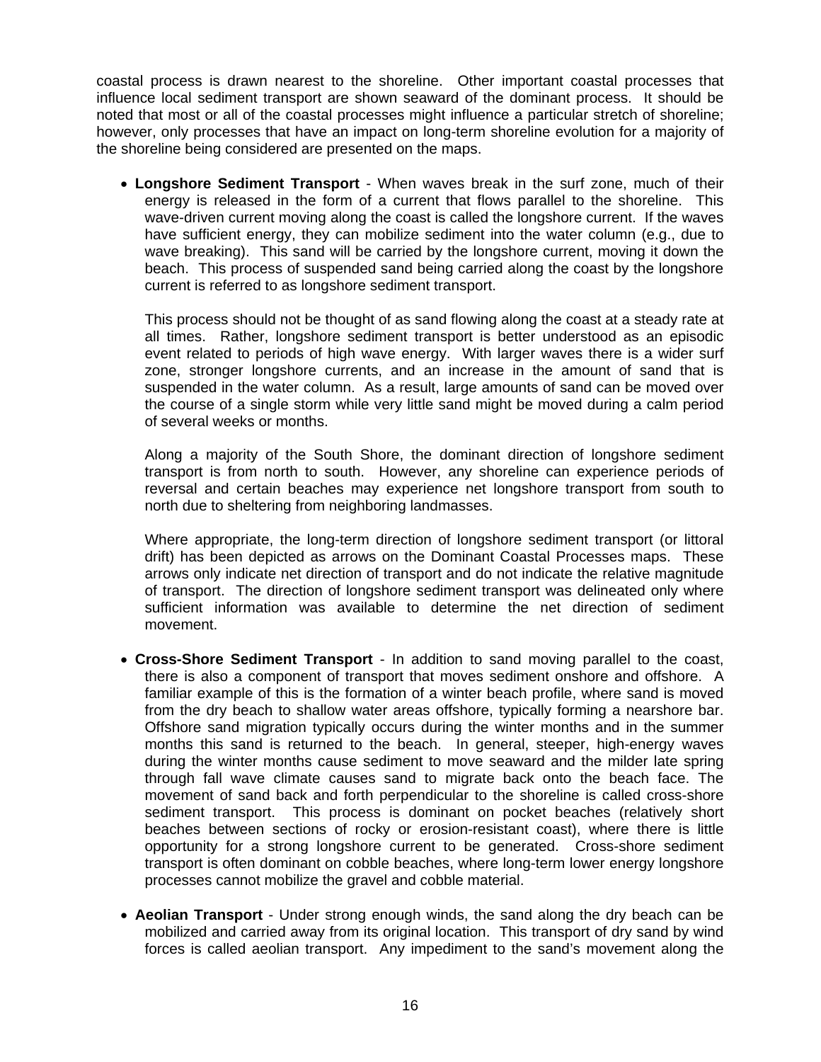coastal process is drawn nearest to the shoreline. Other important coastal processes that influence local sediment transport are shown seaward of the dominant process. It should be noted that most or all of the coastal processes might influence a particular stretch of shoreline; however, only processes that have an impact on long-term shoreline evolution for a majority of the shoreline being considered are presented on the maps.

- **Longshore Sediment Transport** - When waves break in the surf zone, much of their energy is released in the form of a current that flows parallel to the shoreline. This wave-driven current moving along the coast is called the longshore current. If the waves have sufficient energy, they can mobilize sediment into the water column (e.g., due to wave breaking). This sand will be carried by the longshore current, moving it down the beach. This process of suspended sand being carried along the coast by the longshore current is referred to as longshore sediment transport.

  This process should not be thought of as sand flowing along the coast at a steady rate at all times. Rather, longshore sediment transport is better understood as an episodic event related to periods of high wave energy. With larger waves there is a wider surf zone, stronger longshore currents, and an increase in the amount of sand that is suspended in the water column. As a result, large amounts of sand can be moved over the course of a single storm while very little sand might be moved during a calm period of several weeks or months.

  Along a majority of the South Shore, the dominant direction of longshore sediment transport is from north to south. However, any shoreline can experience periods of reversal and certain beaches may experience net longshore transport from south to north due to sheltering from neighboring landmasses.

  Where appropriate, the long-term direction of longshore sediment transport (or littoral drift) has been depicted as arrows on the Dominant Coastal Processes maps. These arrows only indicate net direction of transport and do not indicate the relative magnitude of transport. The direction of longshore sediment transport was delineated only where sufficient information was available to determine the net direction of sediment movement.

- **Cross-Shore Sediment Transport** - In addition to sand moving parallel to the coast, there is also a component of transport that moves sediment onshore and offshore. A familiar example of this is the formation of a winter beach profile, where sand is moved from the dry beach to shallow water areas offshore, typically forming a nearshore bar. Offshore sand migration typically occurs during the winter months and in the summer months this sand is returned to the beach. In general, steeper, high-energy waves during the winter months cause sediment to move seaward and the milder late spring through fall wave climate causes sand to migrate back onto the beach face. The movement of sand back and forth perpendicular to the shoreline is called cross-shore sediment transport. This process is dominant on pocket beaches (relatively short beaches between sections of rocky or erosion-resistant coast), where there is little opportunity for a strong longshore current to be generated. Cross-shore sediment transport is often dominant on cobble beaches, where long-term lower energy longshore processes cannot mobilize the gravel and cobble material.

- **Aeolian Transport** - Under strong enough winds, the sand along the dry beach can be mobilized and carried away from its original location. This transport of dry sand by wind forces is called aeolian transport. Any impediment to the sand's movement along the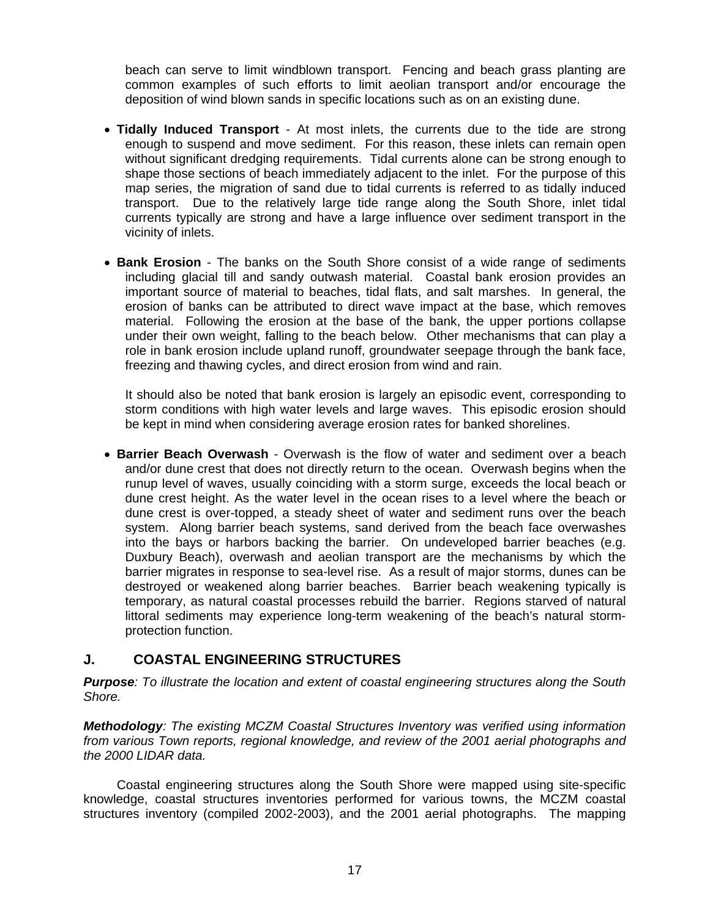beach can serve to limit windblown transport. Fencing and beach grass planting are common examples of such efforts to limit aeolian transport and/or encourage the deposition of wind blown sands in specific locations such as on an existing dune.

- **Tidally Induced Transport** - At most inlets, the currents due to the tide are strong enough to suspend and move sediment. For this reason, these inlets can remain open without significant dredging requirements. Tidal currents alone can be strong enough to shape those sections of beach immediately adjacent to the inlet. For the purpose of this map series, the migration of sand due to tidal currents is referred to as tidally induced transport. Due to the relatively large tide range along the South Shore, inlet tidal currents typically are strong and have a large influence over sediment transport in the vicinity of inlets.

- **Bank Erosion** - The banks on the South Shore consist of a wide range of sediments including glacial till and sandy outwash material. Coastal bank erosion provides an important source of material to beaches, tidal flats, and salt marshes. In general, the erosion of banks can be attributed to direct wave impact at the base, which removes material. Following the erosion at the base of the bank, the upper portions collapse under their own weight, falling to the beach below. Other mechanisms that can play a role in bank erosion include upland runoff, groundwater seepage through the bank face, freezing and thawing cycles, and direct erosion from wind and rain.

  It should also be noted that bank erosion is largely an episodic event, corresponding to storm conditions with high water levels and large waves. This episodic erosion should be kept in mind when considering average erosion rates for banked shorelines.

- **Barrier Beach Overwash** - Overwash is the flow of water and sediment over a beach and/or dune crest that does not directly return to the ocean. Overwash begins when the runup level of waves, usually coinciding with a storm surge, exceeds the local beach or dune crest height. As the water level in the ocean rises to a level where the beach or dune crest is over-topped, a steady sheet of water and sediment runs over the beach system. Along barrier beach systems, sand derived from the beach face overwashes into the bays or harbors backing the barrier. On undeveloped barrier beaches (e.g. Duxbury Beach), overwash and aeolian transport are the mechanisms by which the barrier migrates in response to sea-level rise. As a result of major storms, dunes can be destroyed or weakened along barrier beaches. Barrier beach weakening typically is temporary, as natural coastal processes rebuild the barrier. Regions starved of natural littoral sediments may experience long-term weakening of the beach's natural storm-protection function.

## J. COASTAL ENGINEERING STRUCTURES

***Purpose****: To illustrate the location and extent of coastal engineering structures along the South Shore.*

***Methodology****: The existing MCZM Coastal Structures Inventory was verified using information from various Town reports, regional knowledge, and review of the 2001 aerial photographs and the 2000 LIDAR data.*

Coastal engineering structures along the South Shore were mapped using site-specific knowledge, coastal structures inventories performed for various towns, the MCZM coastal structures inventory (compiled 2002-2003), and the 2001 aerial photographs. The mapping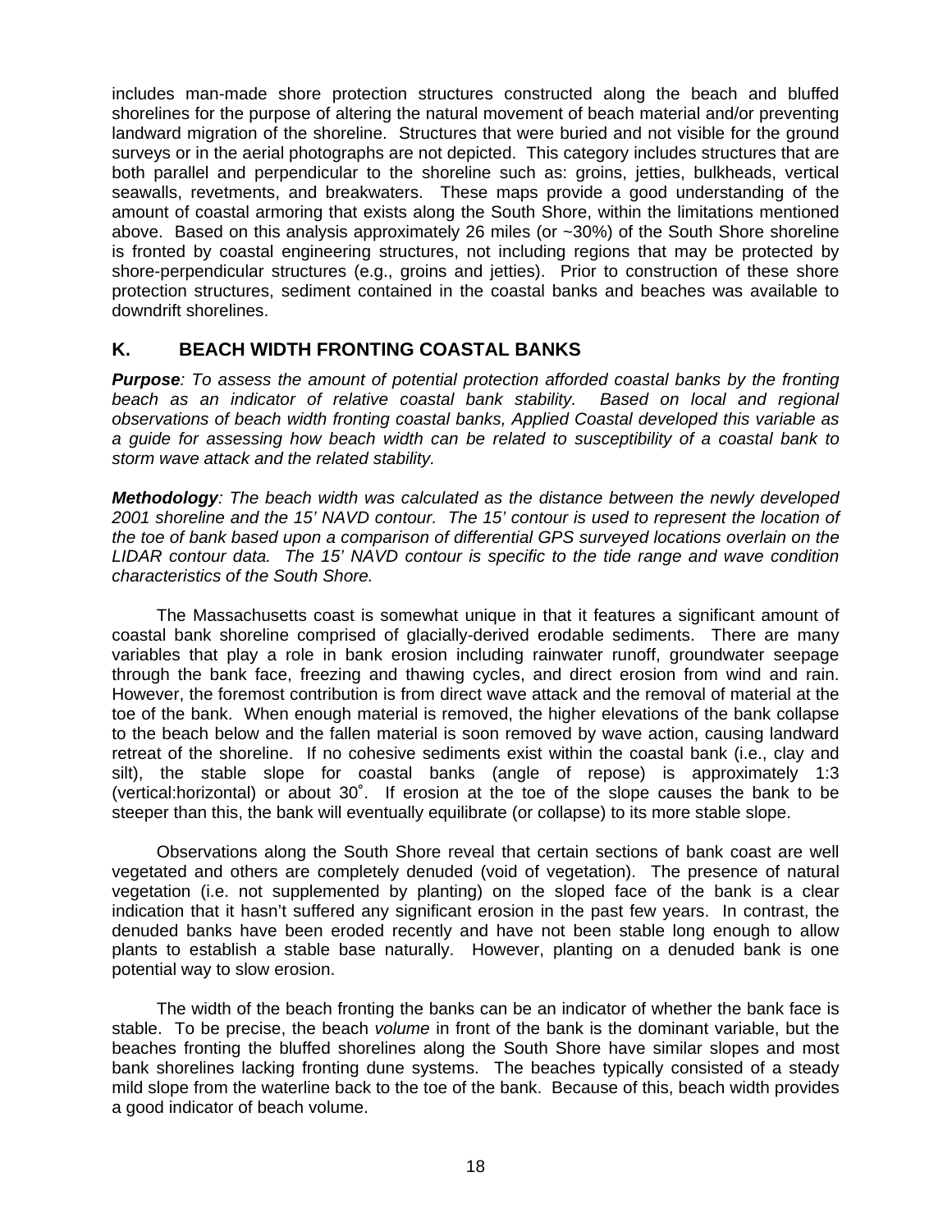includes man-made shore protection structures constructed along the beach and bluffed shorelines for the purpose of altering the natural movement of beach material and/or preventing landward migration of the shoreline. Structures that were buried and not visible for the ground surveys or in the aerial photographs are not depicted. This category includes structures that are both parallel and perpendicular to the shoreline such as: groins, jetties, bulkheads, vertical seawalls, revetments, and breakwaters. These maps provide a good understanding of the amount of coastal armoring that exists along the South Shore, within the limitations mentioned above. Based on this analysis approximately 26 miles (or ~30%) of the South Shore shoreline is fronted by coastal engineering structures, not including regions that may be protected by shore-perpendicular structures (e.g., groins and jetties). Prior to construction of these shore protection structures, sediment contained in the coastal banks and beaches was available to downdrift shorelines.

## K. BEACH WIDTH FRONTING COASTAL BANKS

***Purpose****: To assess the amount of potential protection afforded coastal banks by the fronting beach as an indicator of relative coastal bank stability. Based on local and regional observations of beach width fronting coastal banks, Applied Coastal developed this variable as a guide for assessing how beach width can be related to susceptibility of a coastal bank to storm wave attack and the related stability.*

***Methodology****: The beach width was calculated as the distance between the newly developed 2001 shoreline and the 15' NAVD contour. The 15' contour is used to represent the location of the toe of bank based upon a comparison of differential GPS surveyed locations overlain on the LIDAR contour data. The 15' NAVD contour is specific to the tide range and wave condition characteristics of the South Shore.*

The Massachusetts coast is somewhat unique in that it features a significant amount of coastal bank shoreline comprised of glacially-derived erodable sediments. There are many variables that play a role in bank erosion including rainwater runoff, groundwater seepage through the bank face, freezing and thawing cycles, and direct erosion from wind and rain. However, the foremost contribution is from direct wave attack and the removal of material at the toe of the bank. When enough material is removed, the higher elevations of the bank collapse to the beach below and the fallen material is soon removed by wave action, causing landward retreat of the shoreline. If no cohesive sediments exist within the coastal bank (i.e., clay and silt), the stable slope for coastal banks (angle of repose) is approximately 1:3 (vertical:horizontal) or about 30˚. If erosion at the toe of the slope causes the bank to be steeper than this, the bank will eventually equilibrate (or collapse) to its more stable slope.

Observations along the South Shore reveal that certain sections of bank coast are well vegetated and others are completely denuded (void of vegetation). The presence of natural vegetation (i.e. not supplemented by planting) on the sloped face of the bank is a clear indication that it hasn't suffered any significant erosion in the past few years. In contrast, the denuded banks have been eroded recently and have not been stable long enough to allow plants to establish a stable base naturally. However, planting on a denuded bank is one potential way to slow erosion.

The width of the beach fronting the banks can be an indicator of whether the bank face is stable. To be precise, the beach *volume* in front of the bank is the dominant variable, but the beaches fronting the bluffed shorelines along the South Shore have similar slopes and most bank shorelines lacking fronting dune systems. The beaches typically consisted of a steady mild slope from the waterline back to the toe of the bank. Because of this, beach width provides a good indicator of beach volume.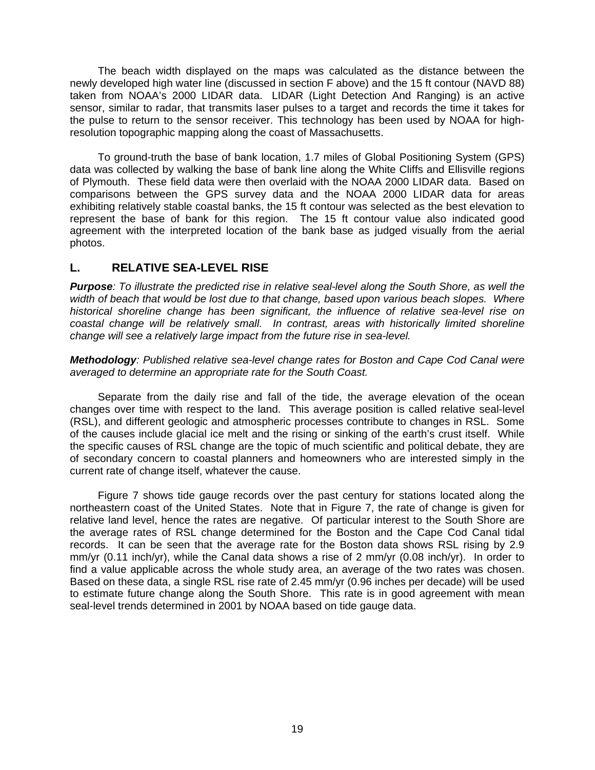The beach width displayed on the maps was calculated as the distance between the newly developed high water line (discussed in section F above) and the 15 ft contour (NAVD 88) taken from NOAA's 2000 LIDAR data. LIDAR (Light Detection And Ranging) is an active sensor, similar to radar, that transmits laser pulses to a target and records the time it takes for the pulse to return to the sensor receiver. This technology has been used by NOAA for high-resolution topographic mapping along the coast of Massachusetts.

To ground-truth the base of bank location, 1.7 miles of Global Positioning System (GPS) data was collected by walking the base of bank line along the White Cliffs and Ellisville regions of Plymouth. These field data were then overlaid with the NOAA 2000 LIDAR data. Based on comparisons between the GPS survey data and the NOAA 2000 LIDAR data for areas exhibiting relatively stable coastal banks, the 15 ft contour was selected as the best elevation to represent the base of bank for this region. The 15 ft contour value also indicated good agreement with the interpreted location of the bank base as judged visually from the aerial photos.

## L. RELATIVE SEA-LEVEL RISE

***Purpose**: To illustrate the predicted rise in relative seal-level along the South Shore, as well the width of beach that would be lost due to that change, based upon various beach slopes. Where historical shoreline change has been significant, the influence of relative sea-level rise on coastal change will be relatively small. In contrast, areas with historically limited shoreline change will see a relatively large impact from the future rise in sea-level.*

***Methodology**: Published relative sea-level change rates for Boston and Cape Cod Canal were averaged to determine an appropriate rate for the South Coast.*

Separate from the daily rise and fall of the tide, the average elevation of the ocean changes over time with respect to the land. This average position is called relative seal-level (RSL), and different geologic and atmospheric processes contribute to changes in RSL. Some of the causes include glacial ice melt and the rising or sinking of the earth's crust itself. While the specific causes of RSL change are the topic of much scientific and political debate, they are of secondary concern to coastal planners and homeowners who are interested simply in the current rate of change itself, whatever the cause.

Figure 7 shows tide gauge records over the past century for stations located along the northeastern coast of the United States. Note that in Figure 7, the rate of change is given for relative land level, hence the rates are negative. Of particular interest to the South Shore are the average rates of RSL change determined for the Boston and the Cape Cod Canal tidal records. It can be seen that the average rate for the Boston data shows RSL rising by 2.9 mm/yr (0.11 inch/yr), while the Canal data shows a rise of 2 mm/yr (0.08 inch/yr). In order to find a value applicable across the whole study area, an average of the two rates was chosen. Based on these data, a single RSL rise rate of 2.45 mm/yr (0.96 inches per decade) will be used to estimate future change along the South Shore. This rate is in good agreement with mean seal-level trends determined in 2001 by NOAA based on tide gauge data.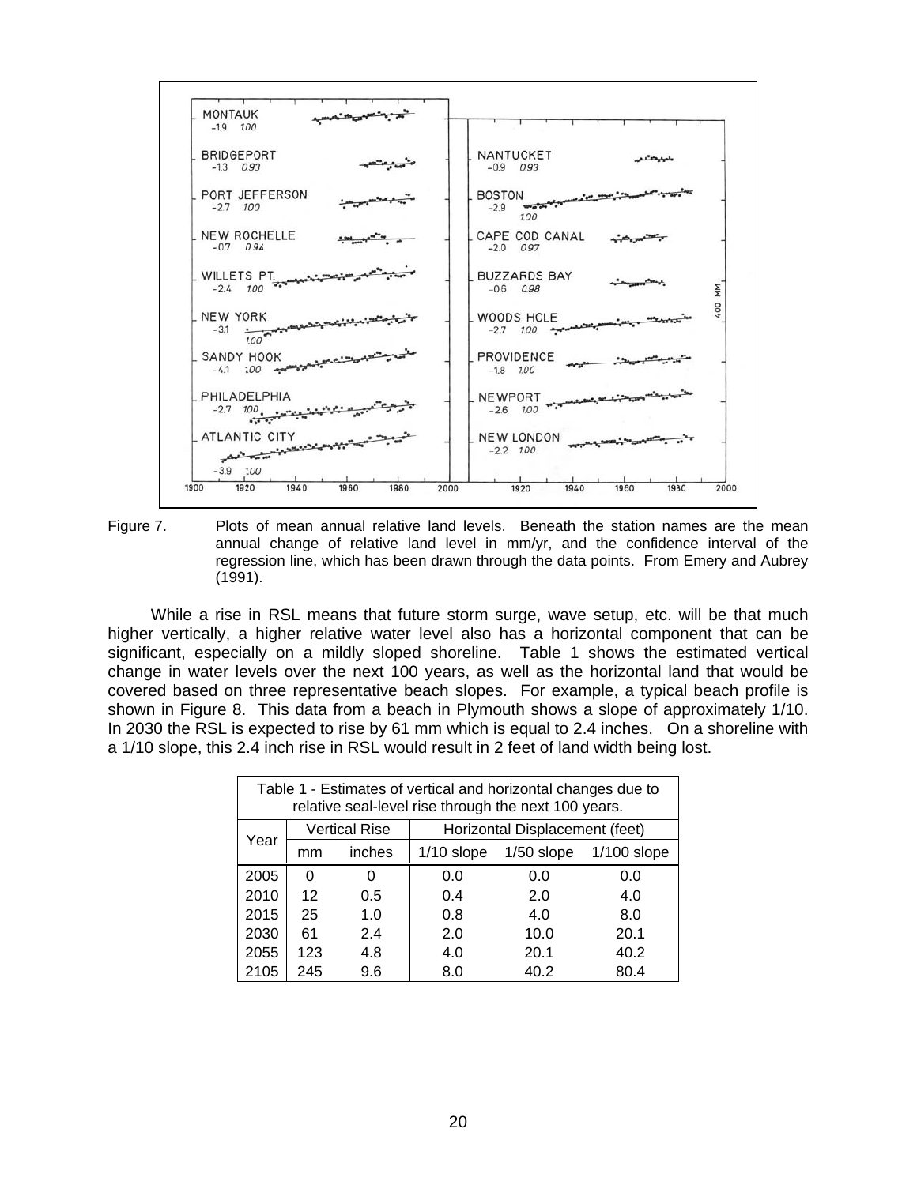Figure 7. Plots of mean annual relative land levels. Beneath the station names are the mean annual change of relative land level in mm/yr, and the confidence interval of the regression line, which has been drawn through the data points. From Emery and Aubrey (1991).

While a rise in RSL means that future storm surge, wave setup, etc. will be that much higher vertically, a higher relative water level also has a horizontal component that can be significant, especially on a mildly sloped shoreline. Table 1 shows the estimated vertical change in water levels over the next 100 years, as well as the horizontal land that would be covered based on three representative beach slopes. For example, a typical beach profile is shown in Figure 8. This data from a beach in Plymouth shows a slope of approximately 1/10. In 2030 the RSL is expected to rise by 61 mm which is equal to 2.4 inches. On a shoreline with a 1/10 slope, this 2.4 inch rise in RSL would result in 2 feet of land width being lost.

Table 1 - Estimates of vertical and horizontal changes due to relative seal-level rise through the next 100 years.

| Year | Vertical Rise | | Horizontal Displacement (feet) | | |
|---|---|---|---|---|---|
| | mm | inches | 1/10 slope | 1/50 slope | 1/100 slope |
| 2005 | 0 | 0 | 0.0 | 0.0 | 0.0 |
| 2010 | 12 | 0.5 | 0.4 | 2.0 | 4.0 |
| 2015 | 25 | 1.0 | 0.8 | 4.0 | 8.0 |
| 2030 | 61 | 2.4 | 2.0 | 10.0 | 20.1 |
| 2055 | 123 | 4.8 | 4.0 | 20.1 | 40.2 |
| 2105 | 245 | 9.6 | 8.0 | 40.2 | 80.4 |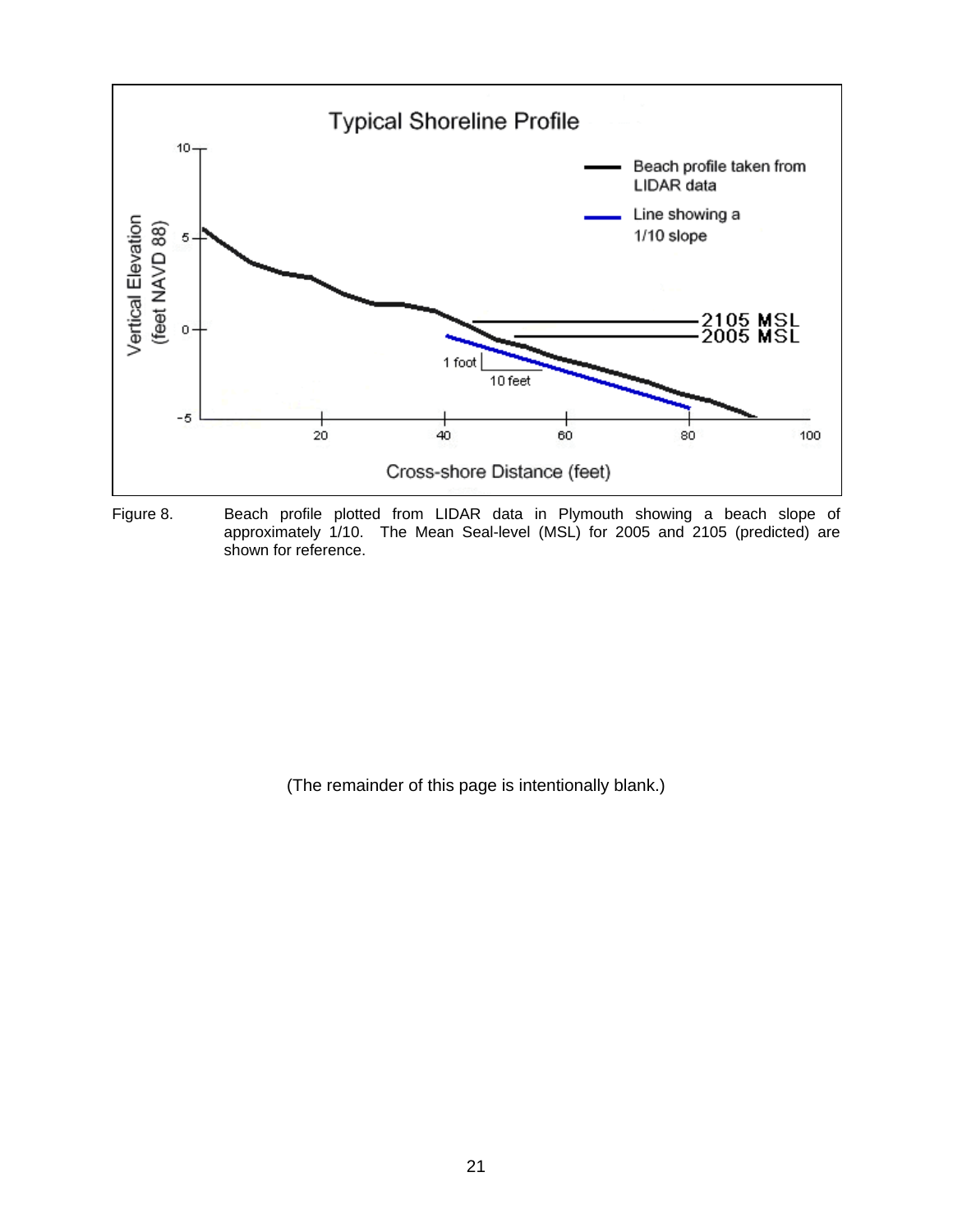Figure 8. Beach profile plotted from LIDAR data in Plymouth showing a beach slope of approximately 1/10. The Mean Seal-level (MSL) for 2005 and 2105 (predicted) are shown for reference.

(The remainder of this page is intentionally blank.)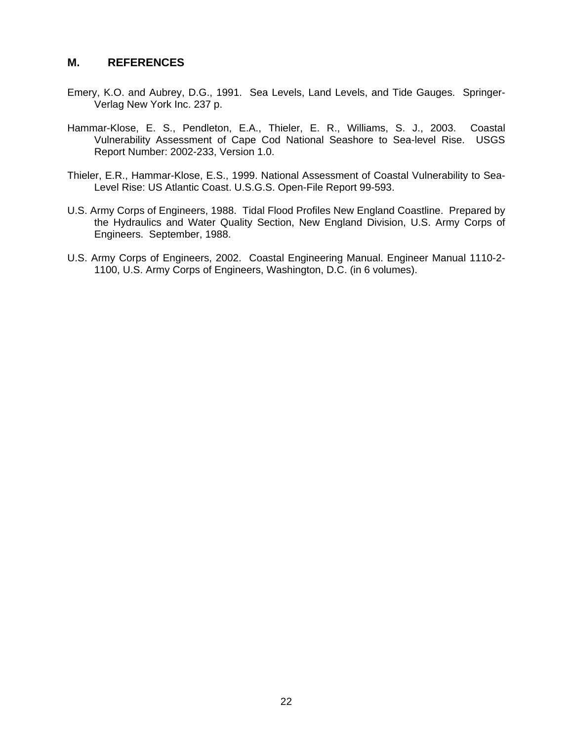## M. REFERENCES

Emery, K.O. and Aubrey, D.G., 1991. Sea Levels, Land Levels, and Tide Gauges. Springer-Verlag New York Inc. 237 p.

Hammar-Klose, E. S., Pendleton, E.A., Thieler, E. R., Williams, S. J., 2003. Coastal Vulnerability Assessment of Cape Cod National Seashore to Sea-level Rise. USGS Report Number: 2002-233, Version 1.0.

Thieler, E.R., Hammar-Klose, E.S., 1999. National Assessment of Coastal Vulnerability to Sea-Level Rise: US Atlantic Coast. U.S.G.S. Open-File Report 99-593.

U.S. Army Corps of Engineers, 1988. Tidal Flood Profiles New England Coastline. Prepared by the Hydraulics and Water Quality Section, New England Division, U.S. Army Corps of Engineers. September, 1988.

U.S. Army Corps of Engineers, 2002. Coastal Engineering Manual. Engineer Manual 1110-2-1100, U.S. Army Corps of Engineers, Washington, D.C. (in 6 volumes).